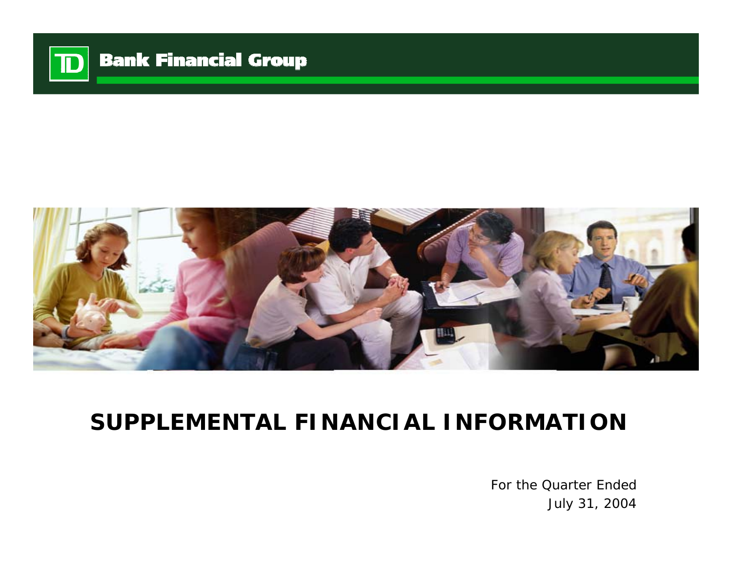TD Bank Financial Group

# SUPPLEMENTAL FINANCIAL INFORMATION

For the Quarter Ended
July 31, 2004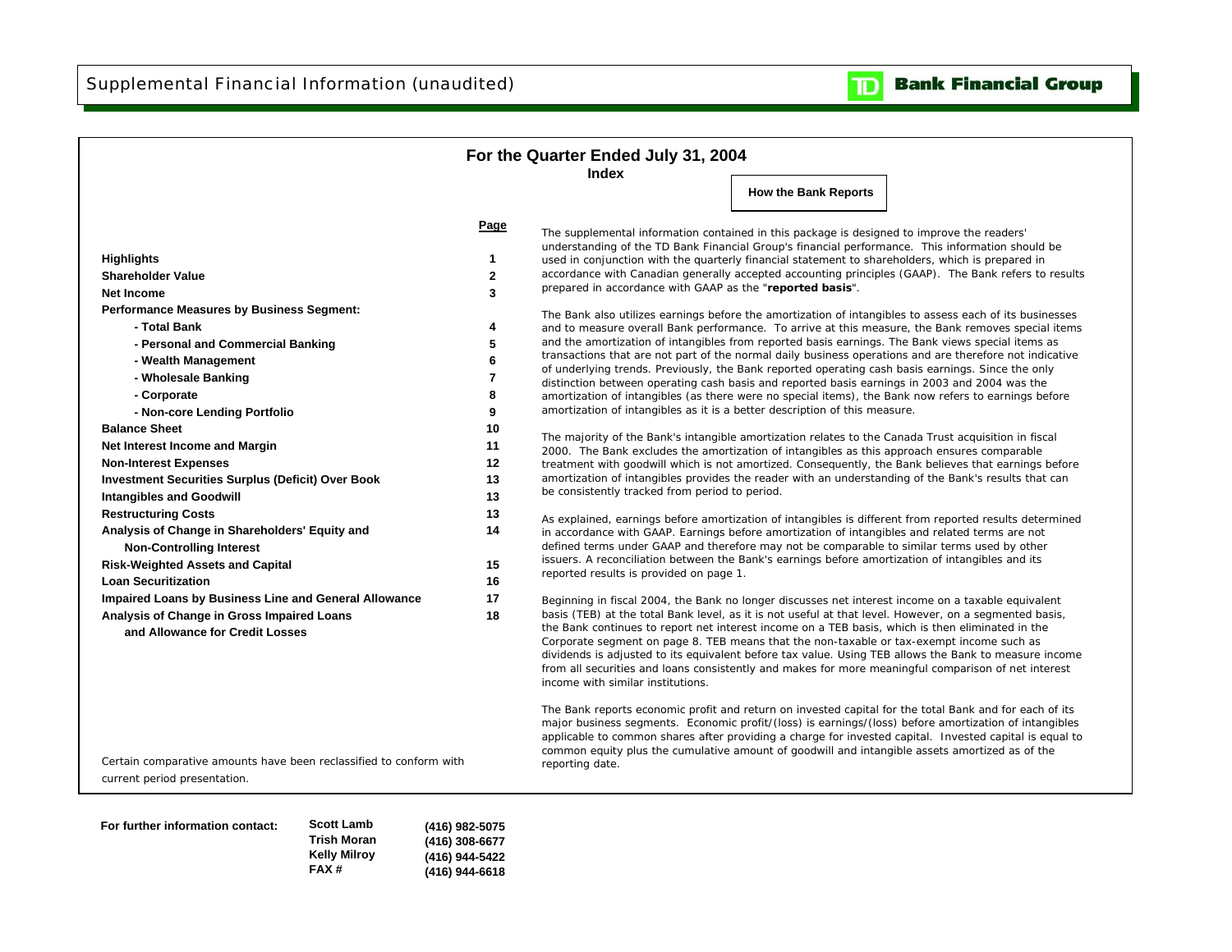# Supplemental Financial Information (unaudited)

**TD Bank Financial Group**

## For the Quarter Ended July 31, 2004

### Index

| | Page |
|---|---|
| **Highlights** | **1** |
| **Shareholder Value** | **2** |
| **Net Income** | **3** |
| **Performance Measures by Business Segment:** | |
| **- Total Bank** | **4** |
| **- Personal and Commercial Banking** | **5** |
| **- Wealth Management** | **6** |
| **- Wholesale Banking** | **7** |
| **- Corporate** | **8** |
| **- Non-core Lending Portfolio** | **9** |
| **Balance Sheet** | **10** |
| **Net Interest Income and Margin** | **11** |
| **Non-Interest Expenses** | **12** |
| **Investment Securities Surplus (Deficit) Over Book** | **13** |
| **Intangibles and Goodwill** | **13** |
| **Restructuring Costs** | **13** |
| **Analysis of Change in Shareholders' Equity and Non-Controlling Interest** | **14** |
| **Risk-Weighted Assets and Capital** | **15** |
| **Loan Securitization** | **16** |
| **Impaired Loans by Business Line and General Allowance** | **17** |
| **Analysis of Change in Gross Impaired Loans and Allowance for Credit Losses** | **18** |

Certain comparative amounts have been reclassified to conform with current period presentation.

### How the Bank Reports

The supplemental information contained in this package is designed to improve the readers' understanding of the TD Bank Financial Group's financial performance. This information should be used in conjunction with the quarterly financial statement to shareholders, which is prepared in accordance with Canadian generally accepted accounting principles (GAAP). The Bank refers to results prepared in accordance with GAAP as the "**reported basis**".

The Bank also utilizes earnings before the amortization of intangibles to assess each of its businesses and to measure overall Bank performance. To arrive at this measure, the Bank removes special items and the amortization of intangibles from reported basis earnings. The Bank views special items as transactions that are not part of the normal daily business operations and are therefore not indicative of underlying trends. Previously, the Bank reported operating cash basis earnings. Since the only distinction between operating cash basis and reported basis earnings in 2003 and 2004 was the amortization of intangibles (as there were no special items), the Bank now refers to earnings before amortization of intangibles as it is a better description of this measure.

The majority of the Bank's intangible amortization relates to the Canada Trust acquisition in fiscal 2000. The Bank excludes the amortization of intangibles as this approach ensures comparable treatment with goodwill which is not amortized. Consequently, the Bank believes that earnings before amortization of intangibles provides the reader with an understanding of the Bank's results that can be consistently tracked from period to period.

As explained, earnings before amortization of intangibles is different from reported results determined in accordance with GAAP. Earnings before amortization of intangibles and related terms are not defined terms under GAAP and therefore may not be comparable to similar terms used by other issuers. A reconciliation between the Bank's earnings before amortization of intangibles and its reported results is provided on page 1.

Beginning in fiscal 2004, the Bank no longer discusses net interest income on a taxable equivalent basis (TEB) at the total Bank level, as it is not useful at that level. However, on a segmented basis, the Bank continues to report net interest income on a TEB basis, which is then eliminated in the Corporate segment on page 8. TEB means that the non-taxable or tax-exempt income such as dividends is adjusted to its equivalent before tax value. Using TEB allows the Bank to measure income from all securities and loans consistently and makes for more meaningful comparison of net interest income with similar institutions.

The Bank reports economic profit and return on invested capital for the total Bank and for each of its major business segments. Economic profit/(loss) is earnings/(loss) before amortization of intangibles applicable to common shares after providing a charge for invested capital. Invested capital is equal to common equity plus the cumulative amount of goodwill and intangible assets amortized as of the reporting date.

**For further information contact:**

| | |
|---|---|
| **Scott Lamb** | **(416) 982-5075** |
| **Trish Moran** | **(416) 308-6677** |
| **Kelly Milroy** | **(416) 944-5422** |
| **FAX #** | **(416) 944-6618** |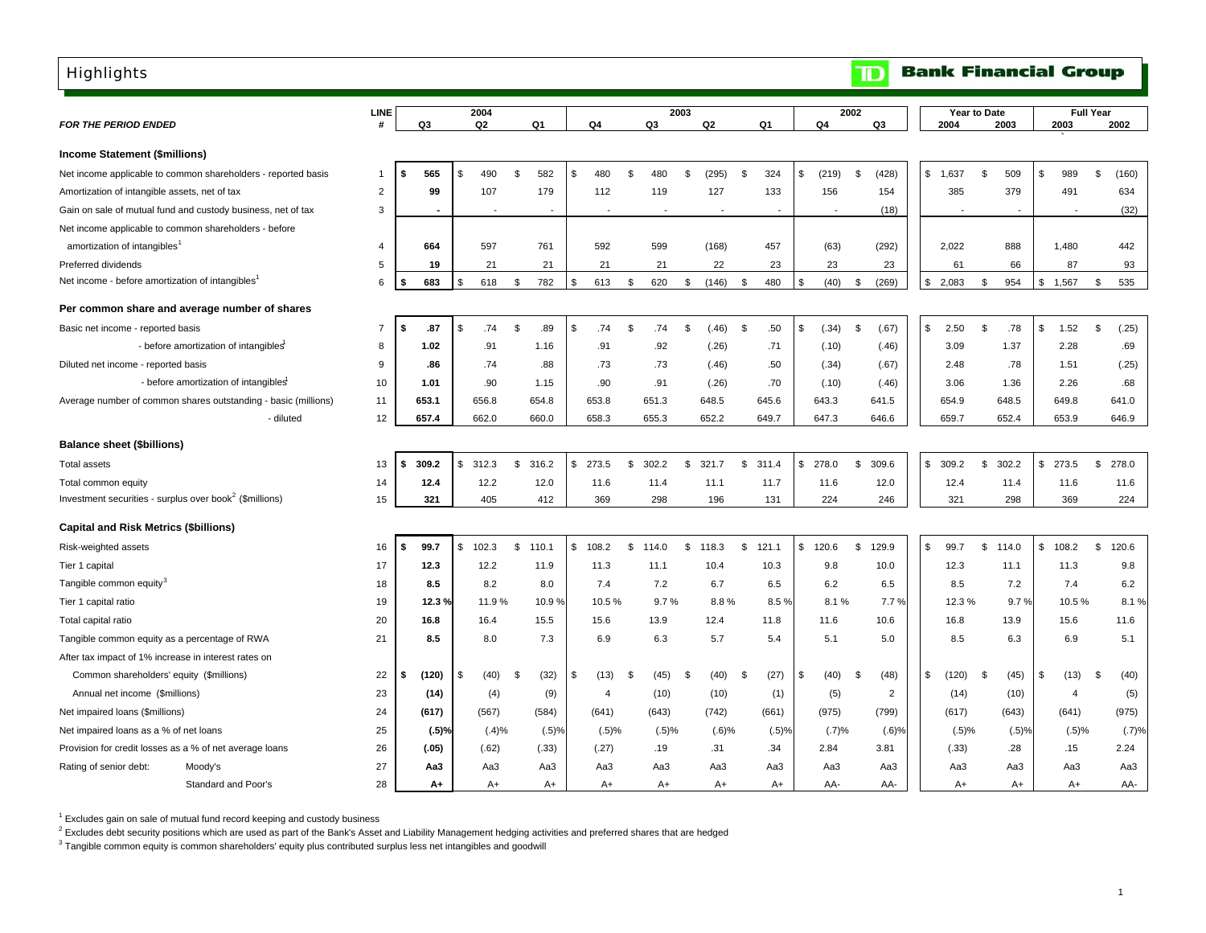# Highlights

**Bank Financial Group**

| *FOR THE PERIOD ENDED* | LINE # | 2004 Q3 | 2004 Q2 | 2004 Q1 | 2003 Q4 | 2003 Q3 | 2003 Q2 | 2003 Q1 | 2002 Q4 | 2002 Q3 | Year to Date 2004 | Year to Date 2003 | Full Year 2003 | Full Year 2002 |
|---|---|---|---|---|---|---|---|---|---|---|---|---|---|---|
| **Income Statement ($millions)** | | | | | | | | | | | | | | |
| Net income applicable to common shareholders - reported basis | 1 | **$ 565** | $ 490 | $ 582 | $ 480 | $ 480 | $ (295) | $ 324 | $ (219) | $ (428) | $ 1,637 | $ 509 | $ 989 | $ (160) |
| Amortization of intangible assets, net of tax | 2 | **99** | 107 | 179 | 112 | 119 | 127 | 133 | 156 | 154 | 385 | 379 | 491 | 634 |
| Gain on sale of mutual fund and custody business, net of tax | 3 | **-** | - | - | - | - | - | - | - | (18) | - | - | - | (32) |
| Net income applicable to common shareholders - before amortization of intangibles[1] | 4 | **664** | 597 | 761 | 592 | 599 | (168) | 457 | (63) | (292) | 2,022 | 888 | 1,480 | 442 |
| Preferred dividends | 5 | **19** | 21 | 21 | 21 | 21 | 22 | 23 | 23 | 23 | 61 | 66 | 87 | 93 |
| Net income - before amortization of intangibles[1] | 6 | **$ 683** | $ 618 | $ 782 | $ 613 | $ 620 | $ (146) | $ 480 | $ (40) | $ (269) | $ 2,083 | $ 954 | $ 1,567 | $ 535 |
| **Per common share and average number of shares** | | | | | | | | | | | | | | |
| Basic net income - reported basis | 7 | **$ .87** | $ .74 | $ .89 | $ .74 | $ .74 | $ (.46) | $ .50 | $ (.34) | $ (.67) | $ 2.50 | $ .78 | $ 1.52 | $ (.25) |
| - before amortization of intangibles[1] | 8 | **1.02** | .91 | 1.16 | .91 | .92 | (.26) | .71 | (.10) | (.46) | 3.09 | 1.37 | 2.28 | .69 |
| Diluted net income - reported basis | 9 | **.86** | .74 | .88 | .73 | .73 | (.46) | .50 | (.34) | (.67) | 2.48 | .78 | 1.51 | (.25) |
| - before amortization of intangibles[1] | 10 | **1.01** | .90 | 1.15 | .90 | .91 | (.26) | .70 | (.10) | (.46) | 3.06 | 1.36 | 2.26 | .68 |
| Average number of common shares outstanding - basic (millions) | 11 | **653.1** | 656.8 | 654.8 | 653.8 | 651.3 | 648.5 | 645.6 | 643.3 | 641.5 | 654.9 | 648.5 | 649.8 | 641.0 |
| - diluted | 12 | **657.4** | 662.0 | 660.0 | 658.3 | 655.3 | 652.2 | 649.7 | 647.3 | 646.6 | 659.7 | 652.4 | 653.9 | 646.9 |
| **Balance sheet ($billions)** | | | | | | | | | | | | | | |
| Total assets | 13 | **$ 309.2** | $ 312.3 | $ 316.2 | $ 273.5 | $ 302.2 | $ 321.7 | $ 311.4 | $ 278.0 | $ 309.6 | $ 309.2 | $ 302.2 | $ 273.5 | $ 278.0 |
| Total common equity | 14 | **12.4** | 12.2 | 12.0 | 11.6 | 11.4 | 11.1 | 11.7 | 11.6 | 12.0 | 12.4 | 11.4 | 11.6 | 11.6 |
| Investment securities - surplus over book[2] ($millions) | 15 | **321** | 405 | 412 | 369 | 298 | 196 | 131 | 224 | 246 | 321 | 298 | 369 | 224 |
| **Capital and Risk Metrics ($billions)** | | | | | | | | | | | | | | |
| Risk-weighted assets | 16 | **$ 99.7** | $ 102.3 | $ 110.1 | $ 108.2 | $ 114.0 | $ 118.3 | $ 121.1 | $ 120.6 | $ 129.9 | $ 99.7 | $ 114.0 | $ 108.2 | $ 120.6 |
| Tier 1 capital | 17 | **12.3** | 12.2 | 11.9 | 11.3 | 11.1 | 10.4 | 10.3 | 9.8 | 10.0 | 12.3 | 11.1 | 11.3 | 9.8 |
| Tangible common equity[3] | 18 | **8.5** | 8.2 | 8.0 | 7.4 | 7.2 | 6.7 | 6.5 | 6.2 | 6.5 | 8.5 | 7.2 | 7.4 | 6.2 |
| Tier 1 capital ratio | 19 | **12.3 %** | 11.9 % | 10.9 % | 10.5 % | 9.7 % | 8.8 % | 8.5 % | 8.1 % | 7.7 % | 12.3 % | 9.7 % | 10.5 % | 8.1 % |
| Total capital ratio | 20 | **16.8** | 16.4 | 15.5 | 15.6 | 13.9 | 12.4 | 11.8 | 11.6 | 10.6 | 16.8 | 13.9 | 15.6 | 11.6 |
| Tangible common equity as a percentage of RWA | 21 | **8.5** | 8.0 | 7.3 | 6.9 | 6.3 | 5.7 | 5.4 | 5.1 | 5.0 | 8.5 | 6.3 | 6.9 | 5.1 |
| After tax impact of 1% increase in interest rates on | | | | | | | | | | | | | | |
| Common shareholders' equity ($millions) | 22 | **$ (120)** | $ (40) | $ (32) | $ (13) | $ (45) | $ (40) | $ (27) | $ (40) | $ (48) | $ (120) | $ (45) | $ (13) | $ (40) |
| Annual net income ($millions) | 23 | **(14)** | (4) | (9) | 4 | (10) | (10) | (1) | (5) | 2 | (14) | (10) | 4 | (5) |
| Net impaired loans ($millions) | 24 | **(617)** | (567) | (584) | (641) | (643) | (742) | (661) | (975) | (799) | (617) | (643) | (641) | (975) |
| Net impaired loans as a % of net loans | 25 | **(.5)%** | (.4)% | (.5)% | (.5)% | (.5)% | (.6)% | (.5)% | (.7)% | (.6)% | (.5)% | (.5)% | (.5)% | (.7)% |
| Provision for credit losses as a % of net average loans | 26 | **(.05)** | (.62) | (.33) | (.27) | .19 | .31 | .34 | 2.84 | 3.81 | (.33) | .28 | .15 | 2.24 |
| Rating of senior debt: Moody's | 27 | **Aa3** | Aa3 | Aa3 | Aa3 | Aa3 | Aa3 | Aa3 | Aa3 | Aa3 | Aa3 | Aa3 | Aa3 | Aa3 |
| Standard and Poor's | 28 | **A+** | A+ | A+ | A+ | A+ | A+ | A+ | AA- | AA- | A+ | A+ | A+ | AA- |

[1] Excludes gain on sale of mutual fund record keeping and custody business

[2] Excludes debt security positions which are used as part of the Bank's Asset and Liability Management hedging activities and preferred shares that are hedged

[3] Tangible common equity is common shareholders' equity plus contributed surplus less net intangibles and goodwill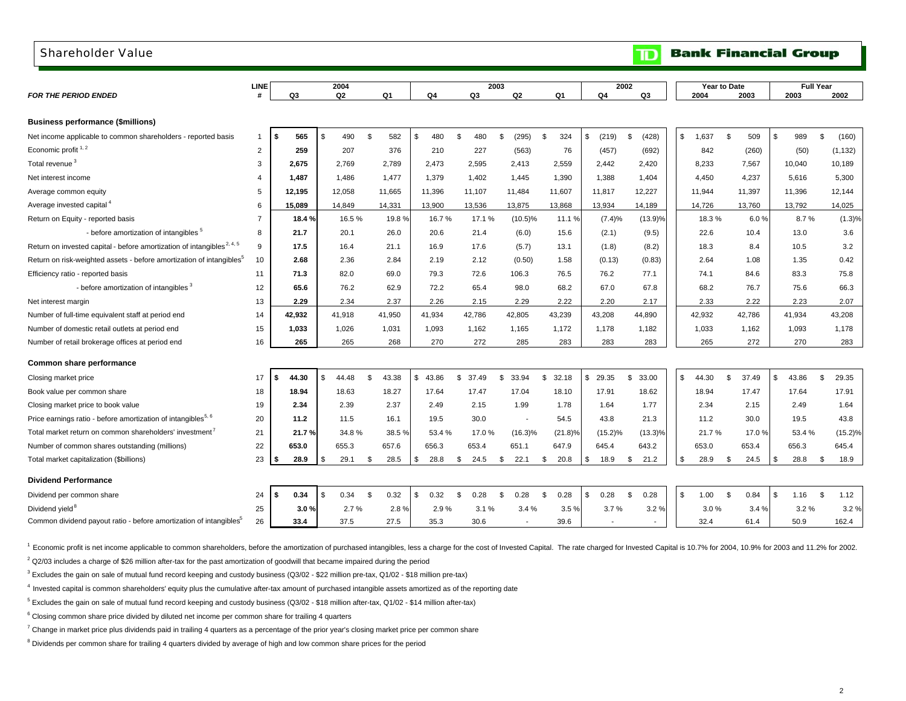# Shareholder Value

**TD Bank Financial Group**

| FOR THE PERIOD ENDED | LINE # | 2004 Q3 | 2004 Q2 | 2004 Q1 | 2003 Q4 | 2003 Q3 | 2003 Q2 | 2003 Q1 | 2002 Q4 | 2002 Q3 | Year to Date 2004 | Year to Date 2003 | Full Year 2003 | Full Year 2002 |
|---|---|---|---|---|---|---|---|---|---|---|---|---|---|---|
| **Business performance ($millions)** | | | | | | | | | | | | | | |
| Net income applicable to common shareholders - reported basis | 1 | $ 565 | $ 490 | $ 582 | $ 480 | $ 480 | $ (295) | $ 324 | $ (219) | $ (428) | $ 1,637 | $ 509 | $ 989 | $ (160) |
| Economic profit [1, 2] | 2 | 259 | 207 | 376 | 210 | 227 | (563) | 76 | (457) | (692) | 842 | (260) | (50) | (1,132) |
| Total revenue [3] | 3 | 2,675 | 2,769 | 2,789 | 2,473 | 2,595 | 2,413 | 2,559 | 2,442 | 2,420 | 8,233 | 7,567 | 10,040 | 10,189 |
| Net interest income | 4 | 1,487 | 1,486 | 1,477 | 1,379 | 1,402 | 1,445 | 1,390 | 1,388 | 1,404 | 4,450 | 4,237 | 5,616 | 5,300 |
| Average common equity | 5 | 12,195 | 12,058 | 11,665 | 11,396 | 11,107 | 11,484 | 11,607 | 11,817 | 12,227 | 11,944 | 11,397 | 11,396 | 12,144 |
| Average invested capital [4] | 6 | 15,089 | 14,849 | 14,331 | 13,900 | 13,536 | 13,875 | 13,868 | 13,934 | 14,189 | 14,726 | 13,760 | 13,792 | 14,025 |
| Return on Equity - reported basis | 7 | 18.4 % | 16.5 % | 19.8 % | 16.7 % | 17.1 % | (10.5)% | 11.1 % | (7.4)% | (13.9)% | 18.3 % | 6.0 % | 8.7 % | (1.3)% |
| - before amortization of intangibles [5] | 8 | 21.7 | 20.1 | 26.0 | 20.6 | 21.4 | (6.0) | 15.6 | (2.1) | (9.5) | 22.6 | 10.4 | 13.0 | 3.6 |
| Return on invested capital - before amortization of intangibles [2, 4, 5] | 9 | 17.5 | 16.4 | 21.1 | 16.9 | 17.6 | (5.7) | 13.1 | (1.8) | (8.2) | 18.3 | 8.4 | 10.5 | 3.2 |
| Return on risk-weighted assets - before amortization of intangibles [5] | 10 | 2.68 | 2.36 | 2.84 | 2.19 | 2.12 | (0.50) | 1.58 | (0.13) | (0.83) | 2.64 | 1.08 | 1.35 | 0.42 |
| Efficiency ratio - reported basis | 11 | 71.3 | 82.0 | 69.0 | 79.3 | 72.6 | 106.3 | 76.5 | 76.2 | 77.1 | 74.1 | 84.6 | 83.3 | 75.8 |
| - before amortization of intangibles [3] | 12 | 65.6 | 76.2 | 62.9 | 72.2 | 65.4 | 98.0 | 68.2 | 67.0 | 67.8 | 68.2 | 76.7 | 75.6 | 66.3 |
| Net interest margin | 13 | 2.29 | 2.34 | 2.37 | 2.26 | 2.15 | 2.29 | 2.22 | 2.20 | 2.17 | 2.33 | 2.22 | 2.23 | 2.07 |
| Number of full-time equivalent staff at period end | 14 | 42,932 | 41,918 | 41,950 | 41,934 | 42,786 | 42,805 | 43,239 | 43,208 | 44,890 | 42,932 | 42,786 | 41,934 | 43,208 |
| Number of domestic retail outlets at period end | 15 | 1,033 | 1,026 | 1,031 | 1,093 | 1,162 | 1,165 | 1,172 | 1,178 | 1,182 | 1,033 | 1,162 | 1,093 | 1,178 |
| Number of retail brokerage offices at period end | 16 | 265 | 265 | 268 | 270 | 272 | 285 | 283 | 283 | 283 | 265 | 272 | 270 | 283 |
| **Common share performance** | | | | | | | | | | | | | | |
| Closing market price | 17 | $ 44.30 | $ 44.48 | $ 43.38 | $ 43.86 | $ 37.49 | $ 33.94 | $ 32.18 | $ 29.35 | $ 33.00 | $ 44.30 | $ 37.49 | $ 43.86 | $ 29.35 |
| Book value per common share | 18 | 18.94 | 18.63 | 18.27 | 17.64 | 17.47 | 17.04 | 18.10 | 17.91 | 18.62 | 18.94 | 17.47 | 17.64 | 17.91 |
| Closing market price to book value | 19 | 2.34 | 2.39 | 2.37 | 2.49 | 2.15 | 1.99 | 1.78 | 1.64 | 1.77 | 2.34 | 2.15 | 2.49 | 1.64 |
| Price earnings ratio - before amortization of intangibles [5, 6] | 20 | 11.2 | 11.5 | 16.1 | 19.5 | 30.0 | - | 54.5 | 43.8 | 21.3 | 11.2 | 30.0 | 19.5 | 43.8 |
| Total market return on common shareholders' investment [7] | 21 | 21.7 % | 34.8 % | 38.5 % | 53.4 % | 17.0 % | (16.3)% | (21.8)% | (15.2)% | (13.3)% | 21.7 % | 17.0 % | 53.4 % | (15.2)% |
| Number of common shares outstanding (millions) | 22 | 653.0 | 655.3 | 657.6 | 656.3 | 653.4 | 651.1 | 647.9 | 645.4 | 643.2 | 653.0 | 653.4 | 656.3 | 645.4 |
| Total market capitalization ($billions) | 23 | $ 28.9 | $ 29.1 | $ 28.5 | $ 28.8 | $ 24.5 | $ 22.1 | $ 20.8 | $ 18.9 | $ 21.2 | $ 28.9 | $ 24.5 | $ 28.8 | $ 18.9 |
| **Dividend Performance** | | | | | | | | | | | | | | |
| Dividend per common share | 24 | $ 0.34 | $ 0.34 | $ 0.32 | $ 0.32 | $ 0.28 | $ 0.28 | $ 0.28 | $ 0.28 | $ 0.28 | $ 1.00 | $ 0.84 | $ 1.16 | $ 1.12 |
| Dividend yield [8] | 25 | 3.0 % | 2.7 % | 2.8 % | 2.9 % | 3.1 % | 3.4 % | 3.5 % | 3.7 % | 3.2 % | 3.0 % | 3.4 % | 3.2 % | 3.2 % |
| Common dividend payout ratio - before amortization of intangibles [5] | 26 | 33.4 | 37.5 | 27.5 | 35.3 | 30.6 | - | 39.6 | - | - | 32.4 | 61.4 | 50.9 | 162.4 |

[1] Economic profit is net income applicable to common shareholders, before the amortization of purchased intangibles, less a charge for the cost of Invested Capital. The rate charged for Invested Capital is 10.7% for 2004, 10.9% for 2003 and 11.2% for 2002.

[2] Q2/03 includes a charge of $26 million after-tax for the past amortization of goodwill that became impaired during the period

[3] Excludes the gain on sale of mutual fund record keeping and custody business (Q3/02 - $22 million pre-tax, Q1/02 - $18 million pre-tax)

[4] Invested capital is common shareholders' equity plus the cumulative after-tax amount of purchased intangible assets amortized as of the reporting date

[5] Excludes the gain on sale of mutual fund record keeping and custody business (Q3/02 - $18 million after-tax, Q1/02 - $14 million after-tax)

[6] Closing common share price divided by diluted net income per common share for trailing 4 quarters

[7] Change in market price plus dividends paid in trailing 4 quarters as a percentage of the prior year's closing market price per common share

[8] Dividends per common share for trailing 4 quarters divided by average of high and low common share prices for the period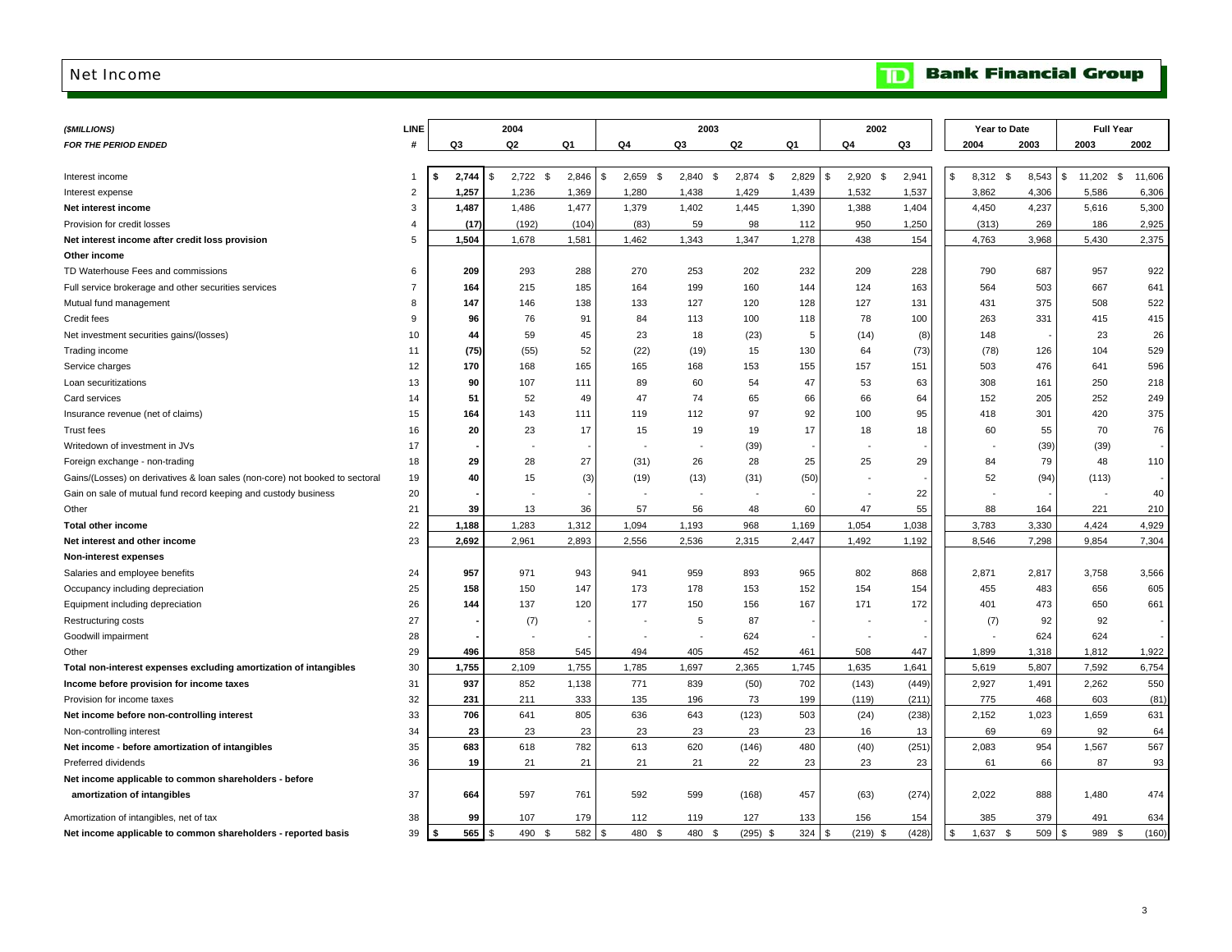# Net Income

**TD Bank Financial Group**

| *($MILLIONS)* | LINE | 2004 | | | 2003 | | | | 2002 | | Year to Date | | Full Year | |
|---|---|---|---|---|---|---|---|---|---|---|---|---|---|---|
| ***FOR THE PERIOD ENDED*** | **#** | **Q3** | **Q2** | **Q1** | **Q4** | **Q3** | **Q2** | **Q1** | **Q4** | **Q3** | **2004** | **2003** | **2003** | **2002** |
| Interest income | 1 | **$ 2,744** | $ 2,722 | $ 2,846 | $ 2,659 | $ 2,840 | $ 2,874 | $ 2,829 | $ 2,920 | $ 2,941 | $ 8,312 | $ 8,543 | $ 11,202 | $ 11,606 |
| Interest expense | 2 | **1,257** | 1,236 | 1,369 | 1,280 | 1,438 | 1,429 | 1,439 | 1,532 | 1,537 | 3,862 | 4,306 | 5,586 | 6,306 |
| **Net interest income** | 3 | **1,487** | 1,486 | 1,477 | 1,379 | 1,402 | 1,445 | 1,390 | 1,388 | 1,404 | 4,450 | 4,237 | 5,616 | 5,300 |
| Provision for credit losses | 4 | **(17)** | (192) | (104) | (83) | 59 | 98 | 112 | 950 | 1,250 | (313) | 269 | 186 | 2,925 |
| **Net interest income after credit loss provision** | 5 | **1,504** | 1,678 | 1,581 | 1,462 | 1,343 | 1,347 | 1,278 | 438 | 154 | 4,763 | 3,968 | 5,430 | 2,375 |
| **Other income** | | | | | | | | | | | | | | |
| TD Waterhouse Fees and commissions | 6 | **209** | 293 | 288 | 270 | 253 | 202 | 232 | 209 | 228 | 790 | 687 | 957 | 922 |
| Full service brokerage and other securities services | 7 | **164** | 215 | 185 | 164 | 199 | 160 | 144 | 124 | 163 | 564 | 503 | 667 | 641 |
| Mutual fund management | 8 | **147** | 146 | 138 | 133 | 127 | 120 | 128 | 127 | 131 | 431 | 375 | 508 | 522 |
| Credit fees | 9 | **96** | 76 | 91 | 84 | 113 | 100 | 118 | 78 | 100 | 263 | 331 | 415 | 415 |
| Net investment securities gains/(losses) | 10 | **44** | 59 | 45 | 23 | 18 | (23) | 5 | (14) | (8) | 148 | - | 23 | 26 |
| Trading income | 11 | **(75)** | (55) | 52 | (22) | (19) | 15 | 130 | 64 | (73) | (78) | 126 | 104 | 529 |
| Service charges | 12 | **170** | 168 | 165 | 165 | 168 | 153 | 155 | 157 | 151 | 503 | 476 | 641 | 596 |
| Loan securitizations | 13 | **90** | 107 | 111 | 89 | 60 | 54 | 47 | 53 | 63 | 308 | 161 | 250 | 218 |
| Card services | 14 | **51** | 52 | 49 | 47 | 74 | 65 | 66 | 66 | 64 | 152 | 205 | 252 | 249 |
| Insurance revenue (net of claims) | 15 | **164** | 143 | 111 | 119 | 112 | 97 | 92 | 100 | 95 | 418 | 301 | 420 | 375 |
| Trust fees | 16 | **20** | 23 | 17 | 15 | 19 | 19 | 17 | 18 | 18 | 60 | 55 | 70 | 76 |
| Writedown of investment in JVs | 17 | **-** | - | - | - | - | (39) | - | - | - | - | (39) | (39) | - |
| Foreign exchange - non-trading | 18 | **29** | 28 | 27 | (31) | 26 | 28 | 25 | 25 | 29 | 84 | 79 | 48 | 110 |
| Gains/(Losses) on derivatives & loan sales (non-core) not booked to sectoral | 19 | **40** | 15 | (3) | (19) | (13) | (31) | (50) | - | - | 52 | (94) | (113) | - |
| Gain on sale of mutual fund record keeping and custody business | 20 | **-** | - | - | - | - | - | - | - | 22 | - | - | - | 40 |
| Other | 21 | **39** | 13 | 36 | 57 | 56 | 48 | 60 | 47 | 55 | 88 | 164 | 221 | 210 |
| **Total other income** | 22 | **1,188** | 1,283 | 1,312 | 1,094 | 1,193 | 968 | 1,169 | 1,054 | 1,038 | 3,783 | 3,330 | 4,424 | 4,929 |
| **Net interest and other income** | 23 | **2,692** | 2,961 | 2,893 | 2,556 | 2,536 | 2,315 | 2,447 | 1,492 | 1,192 | 8,546 | 7,298 | 9,854 | 7,304 |
| **Non-interest expenses** | | | | | | | | | | | | | | |
| Salaries and employee benefits | 24 | **957** | 971 | 943 | 941 | 959 | 893 | 965 | 802 | 868 | 2,871 | 2,817 | 3,758 | 3,566 |
| Occupancy including depreciation | 25 | **158** | 150 | 147 | 173 | 178 | 153 | 152 | 154 | 154 | 455 | 483 | 656 | 605 |
| Equipment including depreciation | 26 | **144** | 137 | 120 | 177 | 150 | 156 | 167 | 171 | 172 | 401 | 473 | 650 | 661 |
| Restructuring costs | 27 | **-** | (7) | - | - | 5 | 87 | - | - | - | (7) | 92 | 92 | - |
| Goodwill impairment | 28 | **-** | - | - | - | - | 624 | - | - | - | - | 624 | 624 | - |
| Other | 29 | **496** | 858 | 545 | 494 | 405 | 452 | 461 | 508 | 447 | 1,899 | 1,318 | 1,812 | 1,922 |
| **Total non-interest expenses excluding amortization of intangibles** | 30 | **1,755** | 2,109 | 1,755 | 1,785 | 1,697 | 2,365 | 1,745 | 1,635 | 1,641 | 5,619 | 5,807 | 7,592 | 6,754 |
| **Income before provision for income taxes** | 31 | **937** | 852 | 1,138 | 771 | 839 | (50) | 702 | (143) | (449) | 2,927 | 1,491 | 2,262 | 550 |
| Provision for income taxes | 32 | **231** | 211 | 333 | 135 | 196 | 73 | 199 | (119) | (211) | 775 | 468 | 603 | (81) |
| **Net income before non-controlling interest** | 33 | **706** | 641 | 805 | 636 | 643 | (123) | 503 | (24) | (238) | 2,152 | 1,023 | 1,659 | 631 |
| Non-controlling interest | 34 | **23** | 23 | 23 | 23 | 23 | 23 | 23 | 16 | 13 | 69 | 69 | 92 | 64 |
| **Net income - before amortization of intangibles** | 35 | **683** | 618 | 782 | 613 | 620 | (146) | 480 | (40) | (251) | 2,083 | 954 | 1,567 | 567 |
| Preferred dividends | 36 | **19** | 21 | 21 | 21 | 21 | 22 | 23 | 23 | 23 | 61 | 66 | 87 | 93 |
| **Net income applicable to common shareholders - before amortization of intangibles** | 37 | **664** | 597 | 761 | 592 | 599 | (168) | 457 | (63) | (274) | 2,022 | 888 | 1,480 | 474 |
| Amortization of intangibles, net of tax | 38 | **99** | 107 | 179 | 112 | 119 | 127 | 133 | 156 | 154 | 385 | 379 | 491 | 634 |
| **Net income applicable to common shareholders - reported basis** | 39 | **$ 565** | $ 490 | $ 582 | $ 480 | $ 480 | $ (295) | $ 324 | $ (219) | $ (428) | $ 1,637 | $ 509 | $ 989 | $ (160) |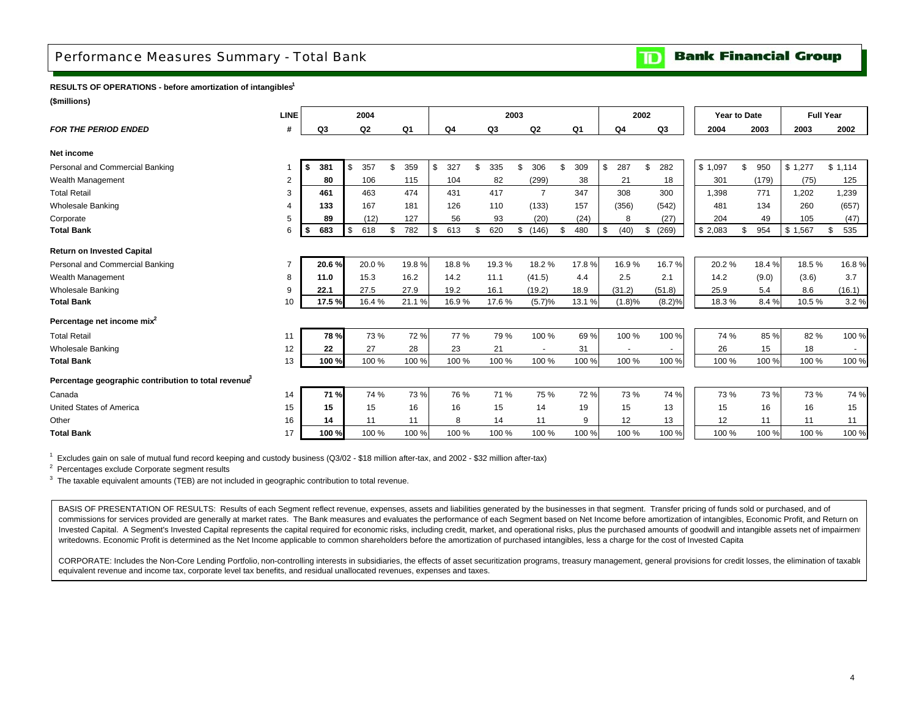# Performance Measures Summary - Total Bank

**TD Bank Financial Group**

**RESULTS OF OPERATIONS - before amortization of intangibles[1]**

**($millions)**

| | LINE | 2004 | | | 2003 | | | | 2002 | | Year to Date | | Full Year | |
|---|---|---|---|---|---|---|---|---|---|---|---|---|---|---|
| ***FOR THE PERIOD ENDED*** | **#** | **Q3** | **Q2** | **Q1** | **Q4** | **Q3** | **Q2** | **Q1** | **Q4** | **Q3** | **2004** | **2003** | **2003** | **2002** |
| **Net income** | | | | | | | | | | | | | | |
| Personal and Commercial Banking | 1 | **$ 381** | $ 357 | $ 359 | $ 327 | $ 335 | $ 306 | $ 309 | $ 287 | $ 282 | $ 1,097 | $ 950 | $ 1,277 | $ 1,114 |
| Wealth Management | 2 | **80** | 106 | 115 | 104 | 82 | (299) | 38 | 21 | 18 | 301 | (179) | (75) | 125 |
| Total Retail | 3 | **461** | 463 | 474 | 431 | 417 | 7 | 347 | 308 | 300 | 1,398 | 771 | 1,202 | 1,239 |
| Wholesale Banking | 4 | **133** | 167 | 181 | 126 | 110 | (133) | 157 | (356) | (542) | 481 | 134 | 260 | (657) |
| Corporate | 5 | **89** | (12) | 127 | 56 | 93 | (20) | (24) | 8 | (27) | 204 | 49 | 105 | (47) |
| **Total Bank** | 6 | **$ 683** | $ 618 | $ 782 | $ 613 | $ 620 | $ (146) | $ 480 | $ (40) | $ (269) | $ 2,083 | $ 954 | $ 1,567 | $ 535 |
| **Return on Invested Capital** | | | | | | | | | | | | | | |
| Personal and Commercial Banking | 7 | **20.6 %** | 20.0 % | 19.8 % | 18.8 % | 19.3 % | 18.2 % | 17.8 % | 16.9 % | 16.7 % | 20.2 % | 18.4 % | 18.5 % | 16.8 % |
| Wealth Management | 8 | **11.0** | 15.3 | 16.2 | 14.2 | 11.1 | (41.5) | 4.4 | 2.5 | 2.1 | 14.2 | (9.0) | (3.6) | 3.7 |
| Wholesale Banking | 9 | **22.1** | 27.5 | 27.9 | 19.2 | 16.1 | (19.2) | 18.9 | (31.2) | (51.8) | 25.9 | 5.4 | 8.6 | (16.1) |
| **Total Bank** | 10 | **17.5 %** | 16.4 % | 21.1 % | 16.9 % | 17.6 % | (5.7)% | 13.1 % | (1.8)% | (8.2)% | 18.3 % | 8.4 % | 10.5 % | 3.2 % |
| **Percentage net income mix[2]** | | | | | | | | | | | | | | |
| Total Retail | 11 | **78 %** | 73 % | 72 % | 77 % | 79 % | 100 % | 69 % | 100 % | 100 % | 74 % | 85 % | 82 % | 100 % |
| Wholesale Banking | 12 | **22** | 27 | 28 | 23 | 21 | - | 31 | - | - | 26 | 15 | 18 | - |
| **Total Bank** | 13 | **100 %** | 100 % | 100 % | 100 % | 100 % | 100 % | 100 % | 100 % | 100 % | 100 % | 100 % | 100 % | 100 % |
| **Percentage geographic contribution to total revenue[3]** | | | | | | | | | | | | | | |
| Canada | 14 | **71 %** | 74 % | 73 % | 76 % | 71 % | 75 % | 72 % | 73 % | 74 % | 73 % | 73 % | 73 % | 74 % |
| United States of America | 15 | **15** | 15 | 16 | 16 | 15 | 14 | 19 | 15 | 13 | 15 | 16 | 16 | 15 |
| Other | 16 | **14** | 11 | 11 | 8 | 14 | 11 | 9 | 12 | 13 | 12 | 11 | 11 | 11 |
| **Total Bank** | 17 | **100 %** | 100 % | 100 % | 100 % | 100 % | 100 % | 100 % | 100 % | 100 % | 100 % | 100 % | 100 % | 100 % |

[1] Excludes gain on sale of mutual fund record keeping and custody business (Q3/02 - $18 million after-tax, and 2002 - $32 million after-tax)

[2] Percentages exclude Corporate segment results

[3] The taxable equivalent amounts (TEB) are not included in geographic contribution to total revenue.

BASIS OF PRESENTATION OF RESULTS: Results of each Segment reflect revenue, expenses, assets and liabilities generated by the businesses in that segment. Transfer pricing of funds sold or purchased, and of commissions for services provided are generally at market rates. The Bank measures and evaluates the performance of each Segment based on Net Income before amortization of intangibles, Economic Profit, and Return on Invested Capital. A Segment's Invested Capital represents the capital required for economic risks, including credit, market, and operational risks, plus the purchased amounts of goodwill and intangible assets net of impairment writedowns. Economic Profit is determined as the Net Income applicable to common shareholders before the amortization of purchased intangibles, less a charge for the cost of Invested Capita

CORPORATE: Includes the Non-Core Lending Portfolio, non-controlling interests in subsidiaries, the effects of asset securitization programs, treasury management, general provisions for credit losses, the elimination of taxable equivalent revenue and income tax, corporate level tax benefits, and residual unallocated revenues, expenses and taxes.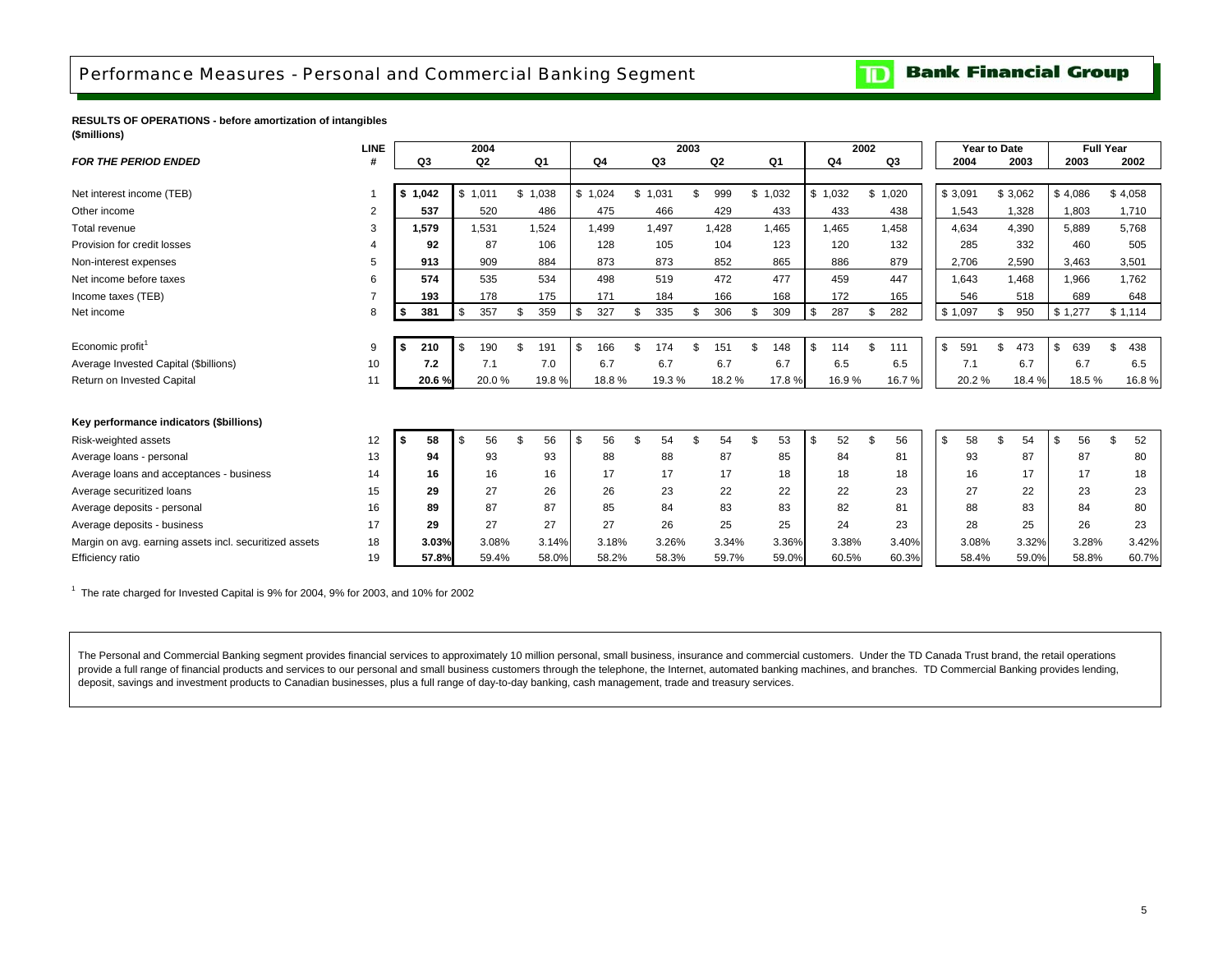# Performance Measures - Personal and Commercial Banking Segment

**TD Bank Financial Group**

**RESULTS OF OPERATIONS - before amortization of intangibles**
**($millions)**

| *FOR THE PERIOD ENDED* | LINE # | 2004 Q3 | 2004 Q2 | 2004 Q1 | 2003 Q4 | 2003 Q3 | 2003 Q2 | 2003 Q1 | 2002 Q4 | 2002 Q3 | Year to Date 2004 | Year to Date 2003 | Full Year 2003 | Full Year 2002 |
|---|---|---|---|---|---|---|---|---|---|---|---|---|---|---|
| Net interest income (TEB) | 1 | **$ 1,042** | $ 1,011 | $ 1,038 | $ 1,024 | $ 1,031 | $ 999 | $ 1,032 | $ 1,032 | $ 1,020 | $ 3,091 | $ 3,062 | $ 4,086 | $ 4,058 |
| Other income | 2 | **537** | 520 | 486 | 475 | 466 | 429 | 433 | 433 | 438 | 1,543 | 1,328 | 1,803 | 1,710 |
| Total revenue | 3 | **1,579** | 1,531 | 1,524 | 1,499 | 1,497 | 1,428 | 1,465 | 1,465 | 1,458 | 4,634 | 4,390 | 5,889 | 5,768 |
| Provision for credit losses | 4 | **92** | 87 | 106 | 128 | 105 | 104 | 123 | 120 | 132 | 285 | 332 | 460 | 505 |
| Non-interest expenses | 5 | **913** | 909 | 884 | 873 | 873 | 852 | 865 | 886 | 879 | 2,706 | 2,590 | 3,463 | 3,501 |
| Net income before taxes | 6 | **574** | 535 | 534 | 498 | 519 | 472 | 477 | 459 | 447 | 1,643 | 1,468 | 1,966 | 1,762 |
| Income taxes (TEB) | 7 | **193** | 178 | 175 | 171 | 184 | 166 | 168 | 172 | 165 | 546 | 518 | 689 | 648 |
| Net income | 8 | **$ 381** | $ 357 | $ 359 | $ 327 | $ 335 | $ 306 | $ 309 | $ 287 | $ 282 | $ 1,097 | $ 950 | $ 1,277 | $ 1,114 |
| | | | | | | | | | | | | | | |
| Economic profit[1] | 9 | **$ 210** | $ 190 | $ 191 | $ 166 | $ 174 | $ 151 | $ 148 | $ 114 | $ 111 | $ 591 | $ 473 | $ 639 | $ 438 |
| Average Invested Capital ($billions) | 10 | **7.2** | 7.1 | 7.0 | 6.7 | 6.7 | 6.7 | 6.7 | 6.5 | 6.5 | 7.1 | 6.7 | 6.7 | 6.5 |
| Return on Invested Capital | 11 | **20.6 %** | 20.0 % | 19.8 % | 18.8 % | 19.3 % | 18.2 % | 17.8 % | 16.9 % | 16.7 % | 20.2 % | 18.4 % | 18.5 % | 16.8 % |
| | | | | | | | | | | | | | | |
| **Key performance indicators ($billions)** | | | | | | | | | | | | | | |
| Risk-weighted assets | 12 | **$ 58** | $ 56 | $ 56 | $ 56 | $ 54 | $ 54 | $ 53 | $ 52 | $ 56 | $ 58 | $ 54 | $ 56 | $ 52 |
| Average loans - personal | 13 | **94** | 93 | 93 | 88 | 88 | 87 | 85 | 84 | 81 | 93 | 87 | 87 | 80 |
| Average loans and acceptances - business | 14 | **16** | 16 | 16 | 17 | 17 | 17 | 18 | 18 | 18 | 16 | 17 | 17 | 18 |
| Average securitized loans | 15 | **29** | 27 | 26 | 26 | 23 | 22 | 22 | 22 | 23 | 27 | 22 | 23 | 23 |
| Average deposits - personal | 16 | **89** | 87 | 87 | 85 | 84 | 83 | 83 | 82 | 81 | 88 | 83 | 84 | 80 |
| Average deposits - business | 17 | **29** | 27 | 27 | 27 | 26 | 25 | 25 | 24 | 23 | 28 | 25 | 26 | 23 |
| Margin on avg. earning assets incl. securitized assets | 18 | **3.03%** | 3.08% | 3.14% | 3.18% | 3.26% | 3.34% | 3.36% | 3.38% | 3.40% | 3.08% | 3.32% | 3.28% | 3.42% |
| Efficiency ratio | 19 | **57.8%** | 59.4% | 58.0% | 58.2% | 58.3% | 59.7% | 59.0% | 60.5% | 60.3% | 58.4% | 59.0% | 58.8% | 60.7% |

[1] The rate charged for Invested Capital is 9% for 2004, 9% for 2003, and 10% for 2002

The Personal and Commercial Banking segment provides financial services to approximately 10 million personal, small business, insurance and commercial customers. Under the TD Canada Trust brand, the retail operations provide a full range of financial products and services to our personal and small business customers through the telephone, the Internet, automated banking machines, and branches. TD Commercial Banking provides lending, deposit, savings and investment products to Canadian businesses, plus a full range of day-to-day banking, cash management, trade and treasury services.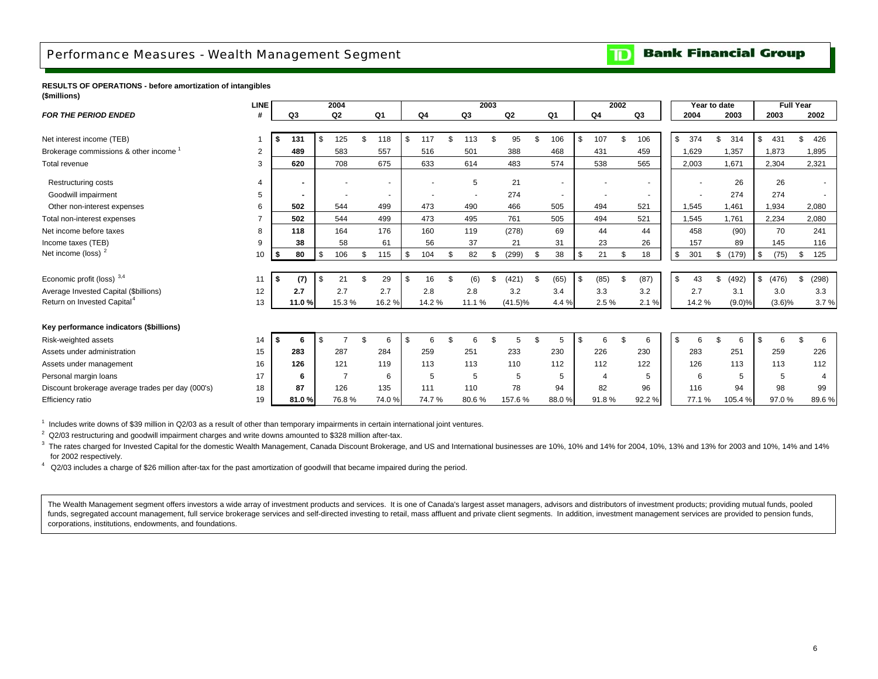# Performance Measures - Wealth Management Segment

**RESULTS OF OPERATIONS - before amortization of intangibles**
**($millions)**

| *FOR THE PERIOD ENDED* | LINE # | 2004 Q3 | 2004 Q2 | 2004 Q1 | 2003 Q4 | 2003 Q3 | 2003 Q2 | 2003 Q1 | 2002 Q4 | 2002 Q3 | Year to date 2004 | Year to date 2003 | Full Year 2003 | Full Year 2002 |
|---|---|---|---|---|---|---|---|---|---|---|---|---|---|---|
| Net interest income (TEB) | 1 | $ 131 | $ 125 | $ 118 | $ 117 | $ 113 | $ 95 | $ 106 | $ 107 | $ 106 | $ 374 | $ 314 | $ 431 | $ 426 |
| Brokerage commissions & other income [1] | 2 | 489 | 583 | 557 | 516 | 501 | 388 | 468 | 431 | 459 | 1,629 | 1,357 | 1,873 | 1,895 |
| Total revenue | 3 | 620 | 708 | 675 | 633 | 614 | 483 | 574 | 538 | 565 | 2,003 | 1,671 | 2,304 | 2,321 |
| Restructuring costs | 4 | - | - | - | - | 5 | 21 | - | - | - | - | 26 | 26 | - |
| Goodwill impairment | 5 | - | - | - | - | - | 274 | - | - | - | - | 274 | 274 | - |
| Other non-interest expenses | 6 | 502 | 544 | 499 | 473 | 490 | 466 | 505 | 494 | 521 | 1,545 | 1,461 | 1,934 | 2,080 |
| Total non-interest expenses | 7 | 502 | 544 | 499 | 473 | 495 | 761 | 505 | 494 | 521 | 1,545 | 1,761 | 2,234 | 2,080 |
| Net income before taxes | 8 | 118 | 164 | 176 | 160 | 119 | (278) | 69 | 44 | 44 | 458 | (90) | 70 | 241 |
| Income taxes (TEB) | 9 | 38 | 58 | 61 | 56 | 37 | 21 | 31 | 23 | 26 | 157 | 89 | 145 | 116 |
| Net income (loss) [2] | 10 | $ 80 | $ 106 | $ 115 | $ 104 | $ 82 | $ (299) | $ 38 | $ 21 | $ 18 | $ 301 | $ (179) | $ (75) | $ 125 |
| Economic profit (loss) [3,4] | 11 | $ (7) | $ 21 | $ 29 | $ 16 | $ (6) | $ (421) | $ (65) | $ (85) | $ (87) | $ 43 | $ (492) | $ (476) | $ (298) |
| Average Invested Capital ($billions) | 12 | 2.7 | 2.7 | 2.7 | 2.8 | 2.8 | 3.2 | 3.4 | 3.3 | 3.2 | 2.7 | 3.1 | 3.0 | 3.3 |
| Return on Invested Capital [4] | 13 | 11.0 % | 15.3 % | 16.2 % | 14.2 % | 11.1 % | (41.5)% | 4.4 % | 2.5 % | 2.1 % | 14.2 % | (9.0)% | (3.6)% | 3.7 % |
| **Key performance indicators ($billions)** | | | | | | | | | | | | | | |
| Risk-weighted assets | 14 | $ 6 | $ 7 | $ 6 | $ 6 | $ 6 | $ 5 | $ 5 | $ 6 | $ 6 | $ 6 | $ 6 | $ 6 | $ 6 |
| Assets under administration | 15 | 283 | 287 | 284 | 259 | 251 | 233 | 230 | 226 | 230 | 283 | 251 | 259 | 226 |
| Assets under management | 16 | 126 | 121 | 119 | 113 | 113 | 110 | 112 | 112 | 122 | 126 | 113 | 113 | 112 |
| Personal margin loans | 17 | 6 | 7 | 6 | 5 | 5 | 5 | 5 | 4 | 5 | 6 | 5 | 5 | 4 |
| Discount brokerage average trades per day (000's) | 18 | 87 | 126 | 135 | 111 | 110 | 78 | 94 | 82 | 96 | 116 | 94 | 98 | 99 |
| Efficiency ratio | 19 | 81.0 % | 76.8 % | 74.0 % | 74.7 % | 80.6 % | 157.6 % | 88.0 % | 91.8 % | 92.2 % | 77.1 % | 105.4 % | 97.0 % | 89.6 % |

[1] Includes write downs of $39 million in Q2/03 as a result of other than temporary impairments in certain international joint ventures.

[2] Q2/03 restructuring and goodwill impairment charges and write downs amounted to $328 million after-tax.

[3] The rates charged for Invested Capital for the domestic Wealth Management, Canada Discount Brokerage, and US and International businesses are 10%, 10% and 14% for 2004, 10%, 13% and 13% for 2003 and 10%, 14% and 14% for 2002 respectively.

[4] Q2/03 includes a charge of $26 million after-tax for the past amortization of goodwill that became impaired during the period.

The Wealth Management segment offers investors a wide array of investment products and services. It is one of Canada's largest asset managers, advisors and distributors of investment products; providing mutual funds, pooled funds, segregated account management, full service brokerage services and self-directed investing to retail, mass affluent and private client segments. In addition, investment management services are provided to pension funds, corporations, institutions, endowments, and foundations.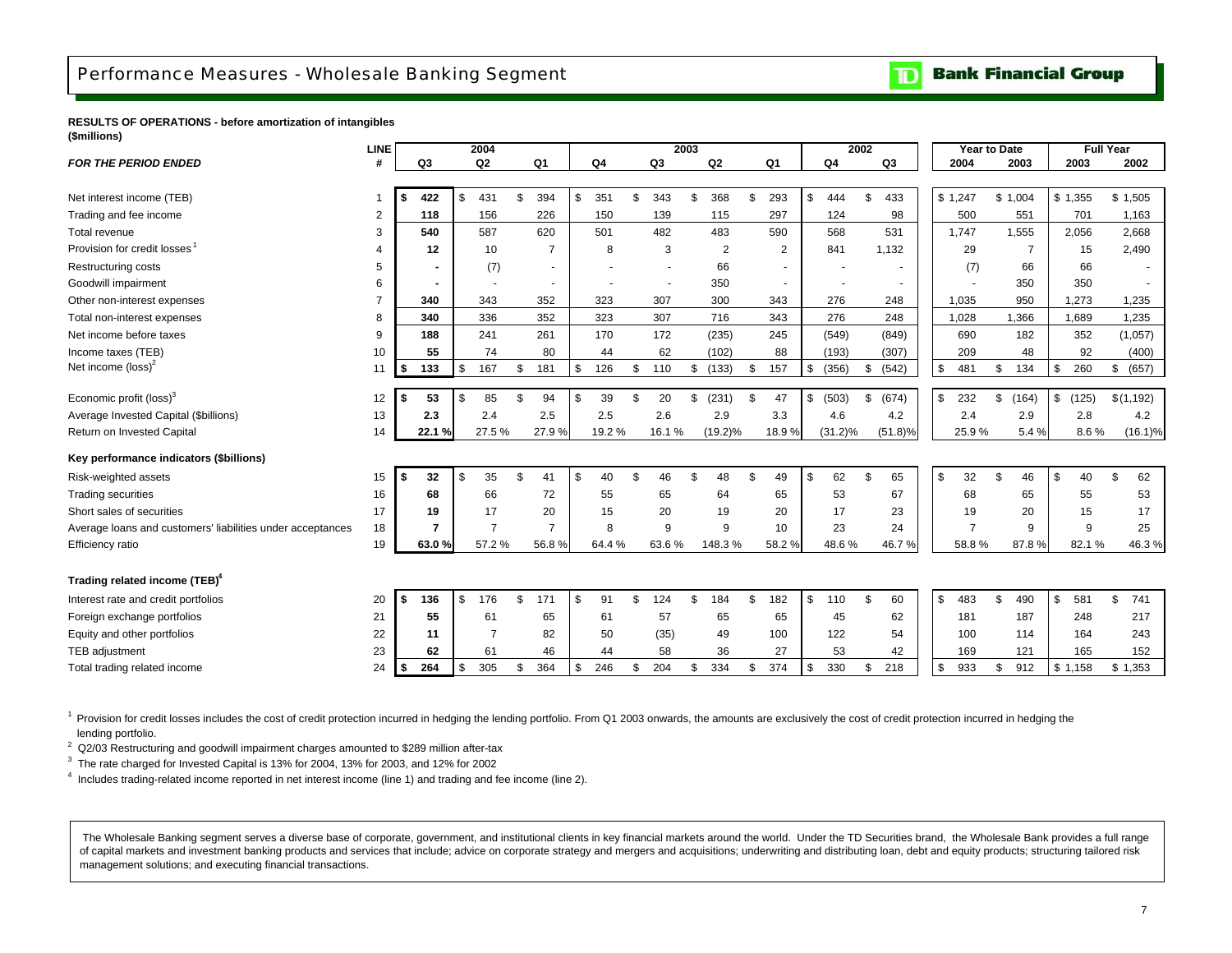# Performance Measures - Wholesale Banking Segment

**RESULTS OF OPERATIONS - before amortization of intangibles**
**(\$millions)**

| | LINE | 2004 | | | 2003 | | | | 2002 | | Year to Date | | Full Year | |
|---|---|---|---|---|---|---|---|---|---|---|---|---|---|---|
| ***FOR THE PERIOD ENDED*** | # | Q3 | Q2 | Q1 | Q4 | Q3 | Q2 | Q1 | Q4 | Q3 | 2004 | 2003 | 2003 | 2002 |
| Net interest income (TEB) | 1 | **\$ 422** | \$ 431 | \$ 394 | \$ 351 | \$ 343 | \$ 368 | \$ 293 | \$ 444 | \$ 433 | \$ 1,247 | \$ 1,004 | \$ 1,355 | \$ 1,505 |
| Trading and fee income | 2 | **118** | 156 | 226 | 150 | 139 | 115 | 297 | 124 | 98 | 500 | 551 | 701 | 1,163 |
| Total revenue | 3 | **540** | 587 | 620 | 501 | 482 | 483 | 590 | 568 | 531 | 1,747 | 1,555 | 2,056 | 2,668 |
| Provision for credit losses[1] | 4 | **12** | 10 | 7 | 8 | 3 | 2 | 2 | 841 | 1,132 | 29 | 7 | 15 | 2,490 |
| Restructuring costs | 5 | **-** | (7) | - | - | - | 66 | - | - | - | (7) | 66 | 66 | - |
| Goodwill impairment | 6 | **-** | - | - | - | - | 350 | - | - | - | - | 350 | 350 | - |
| Other non-interest expenses | 7 | **340** | 343 | 352 | 323 | 307 | 300 | 343 | 276 | 248 | 1,035 | 950 | 1,273 | 1,235 |
| Total non-interest expenses | 8 | **340** | 336 | 352 | 323 | 307 | 716 | 343 | 276 | 248 | 1,028 | 1,366 | 1,689 | 1,235 |
| Net income before taxes | 9 | **188** | 241 | 261 | 170 | 172 | (235) | 245 | (549) | (849) | 690 | 182 | 352 | (1,057) |
| Income taxes (TEB) | 10 | **55** | 74 | 80 | 44 | 62 | (102) | 88 | (193) | (307) | 209 | 48 | 92 | (400) |
| Net income (loss)[2] | 11 | **\$ 133** | \$ 167 | \$ 181 | \$ 126 | \$ 110 | \$ (133) | \$ 157 | \$ (356) | \$ (542) | \$ 481 | \$ 134 | \$ 260 | \$ (657) |
| Economic profit (loss)[3] | 12 | **\$ 53** | \$ 85 | \$ 94 | \$ 39 | \$ 20 | \$ (231) | \$ 47 | \$ (503) | \$ (674) | \$ 232 | \$ (164) | \$ (125) | \$ (1,192) |
| Average Invested Capital (\$billions) | 13 | **2.3** | 2.4 | 2.5 | 2.5 | 2.6 | 2.9 | 3.3 | 4.6 | 4.2 | 2.4 | 2.9 | 2.8 | 4.2 |
| Return on Invested Capital | 14 | **22.1 %** | 27.5 % | 27.9 % | 19.2 % | 16.1 % | (19.2)% | 18.9 % | (31.2)% | (51.8)% | 25.9 % | 5.4 % | 8.6 % | (16.1)% |
| **Key performance indicators (\$billions)** | | | | | | | | | | | | | | |
| Risk-weighted assets | 15 | **\$ 32** | \$ 35 | \$ 41 | \$ 40 | \$ 46 | \$ 48 | \$ 49 | \$ 62 | \$ 65 | \$ 32 | \$ 46 | \$ 40 | \$ 62 |
| Trading securities | 16 | **68** | 66 | 72 | 55 | 65 | 64 | 65 | 53 | 67 | 68 | 65 | 55 | 53 |
| Short sales of securities | 17 | **19** | 17 | 20 | 15 | 20 | 19 | 20 | 17 | 23 | 19 | 20 | 15 | 17 |
| Average loans and customers' liabilities under acceptances | 18 | **7** | 7 | 7 | 8 | 9 | 9 | 10 | 23 | 24 | 7 | 9 | 9 | 25 |
| Efficiency ratio | 19 | **63.0 %** | 57.2 % | 56.8 % | 64.4 % | 63.6 % | 148.3 % | 58.2 % | 48.6 % | 46.7 % | 58.8 % | 87.8 % | 82.1 % | 46.3 % |
| **Trading related income (TEB)[4]** | | | | | | | | | | | | | | |
| Interest rate and credit portfolios | 20 | **\$ 136** | \$ 176 | \$ 171 | \$ 91 | \$ 124 | \$ 184 | \$ 182 | \$ 110 | \$ 60 | \$ 483 | \$ 490 | \$ 581 | \$ 741 |
| Foreign exchange portfolios | 21 | **55** | 61 | 65 | 61 | 57 | 65 | 65 | 45 | 62 | 181 | 187 | 248 | 217 |
| Equity and other portfolios | 22 | **11** | 7 | 82 | 50 | (35) | 49 | 100 | 122 | 54 | 100 | 114 | 164 | 243 |
| TEB adjustment | 23 | **62** | 61 | 46 | 44 | 58 | 36 | 27 | 53 | 42 | 169 | 121 | 165 | 152 |
| Total trading related income | 24 | **\$ 264** | \$ 305 | \$ 364 | \$ 246 | \$ 204 | \$ 334 | \$ 374 | \$ 330 | \$ 218 | \$ 933 | \$ 912 | \$ 1,158 | \$ 1,353 |

[1] Provision for credit losses includes the cost of credit protection incurred in hedging the lending portfolio. From Q1 2003 onwards, the amounts are exclusively the cost of credit protection incurred in hedging the lending portfolio.

[2] Q2/03 Restructuring and goodwill impairment charges amounted to \$289 million after-tax

[3] The rate charged for Invested Capital is 13% for 2004, 13% for 2003, and 12% for 2002

[4] Includes trading-related income reported in net interest income (line 1) and trading and fee income (line 2).

The Wholesale Banking segment serves a diverse base of corporate, government, and institutional clients in key financial markets around the world. Under the TD Securities brand, the Wholesale Bank provides a full range of capital markets and investment banking products and services that include; advice on corporate strategy and mergers and acquisitions; underwriting and distributing loan, debt and equity products; structuring tailored risk management solutions; and executing financial transactions.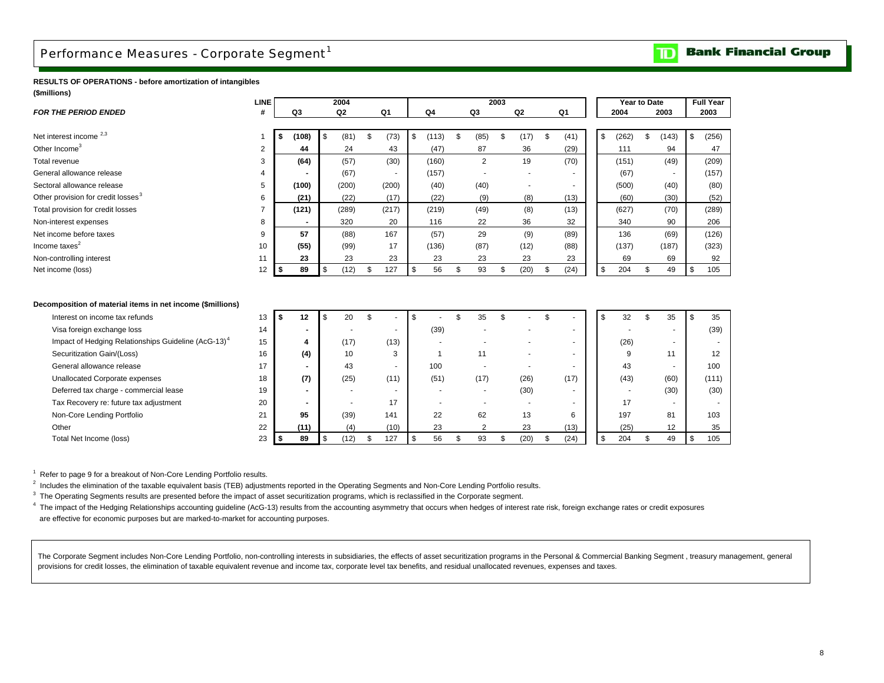# Performance Measures - Corporate Segment[1]

**RESULTS OF OPERATIONS - before amortization of intangibles**
**($millions)**

| *FOR THE PERIOD ENDED* | LINE # | 2004 Q3 | 2004 Q2 | 2004 Q1 | 2003 Q4 | 2003 Q3 | 2003 Q2 | 2003 Q1 | Year to Date 2004 | Year to Date 2003 | Full Year 2003 |
|---|---|---|---|---|---|---|---|---|---|---|---|
| Net interest income [2,3] | 1 | **$ (108)** | $ (81) | $ (73) | $ (113) | $ (85) | $ (17) | $ (41) | $ (262) | $ (143) | $ (256) |
| Other Income[3] | 2 | **44** | 24 | 43 | (47) | 87 | 36 | (29) | 111 | 94 | 47 |
| Total revenue | 3 | **(64)** | (57) | (30) | (160) | 2 | 19 | (70) | (151) | (49) | (209) |
| General allowance release | 4 | **-** | (67) | - | (157) | - | - | - | (67) | - | (157) |
| Sectoral allowance release | 5 | **(100)** | (200) | (200) | (40) | (40) | - | - | (500) | (40) | (80) |
| Other provision for credit losses[3] | 6 | **(21)** | (22) | (17) | (22) | (9) | (8) | (13) | (60) | (30) | (52) |
| Total provision for credit losses | 7 | **(121)** | (289) | (217) | (219) | (49) | (8) | (13) | (627) | (70) | (289) |
| Non-interest expenses | 8 | **-** | 320 | 20 | 116 | 22 | 36 | 32 | 340 | 90 | 206 |
| Net income before taxes | 9 | **57** | (88) | 167 | (57) | 29 | (9) | (89) | 136 | (69) | (126) |
| Income taxes[2] | 10 | **(55)** | (99) | 17 | (136) | (87) | (12) | (88) | (137) | (187) | (323) |
| Non-controlling interest | 11 | **23** | 23 | 23 | 23 | 23 | 23 | 23 | 69 | 69 | 92 |
| Net income (loss) | 12 | **$ 89** | $ (12) | $ 127 | $ 56 | $ 93 | $ (20) | $ (24) | $ 204 | $ 49 | $ 105 |

**Decomposition of material items in net income ($millions)**

| | LINE # | 2004 Q3 | 2004 Q2 | 2004 Q1 | 2003 Q4 | 2003 Q3 | 2003 Q2 | 2003 Q1 | Year to Date 2004 | Year to Date 2003 | Full Year 2003 |
|---|---|---|---|---|---|---|---|---|---|---|---|
| Interest on income tax refunds | 13 | **$ 12** | $ 20 | $ - | $ - | $ 35 | $ - | $ - | $ 32 | $ 35 | $ 35 |
| Visa foreign exchange loss | 14 | **-** | - | - | (39) | - | - | - | - | - | (39) |
| Impact of Hedging Relationships Guideline (AcG-13)[4] | 15 | **4** | (17) | (13) | - | - | - | - | (26) | - | - |
| Securitization Gain/(Loss) | 16 | **(4)** | 10 | 3 | 1 | 11 | - | - | 9 | 11 | 12 |
| General allowance release | 17 | **-** | 43 | - | 100 | - | - | - | 43 | - | 100 |
| Unallocated Corporate expenses | 18 | **(7)** | (25) | (11) | (51) | (17) | (26) | (17) | (43) | (60) | (111) |
| Deferred tax charge - commercial lease | 19 | **-** | - | - | - | - | (30) | - | - | (30) | (30) |
| Tax Recovery re: future tax adjustment | 20 | **-** | - | 17 | - | - | - | - | 17 | - | - |
| Non-Core Lending Portfolio | 21 | **95** | (39) | 141 | 22 | 62 | 13 | 6 | 197 | 81 | 103 |
| Other | 22 | **(11)** | (4) | (10) | 23 | 2 | 23 | (13) | (25) | 12 | 35 |
| Total Net Income (loss) | 23 | **$ 89** | $ (12) | $ 127 | $ 56 | $ 93 | $ (20) | $ (24) | $ 204 | $ 49 | $ 105 |

[1] Refer to page 9 for a breakout of Non-Core Lending Portfolio results.

[2] Includes the elimination of the taxable equivalent basis (TEB) adjustments reported in the Operating Segments and Non-Core Lending Portfolio results.

[3] The Operating Segments results are presented before the impact of asset securitization programs, which is reclassified in the Corporate segment.

[4] The impact of the Hedging Relationships accounting guideline (AcG-13) results from the accounting asymmetry that occurs when hedges of interest rate risk, foreign exchange rates or credit exposures are effective for economic purposes but are marked-to-market for accounting purposes.

The Corporate Segment includes Non-Core Lending Portfolio, non-controlling interests in subsidiaries, the effects of asset securitization programs in the Personal & Commercial Banking Segment , treasury management, general provisions for credit losses, the elimination of taxable equivalent revenue and income tax, corporate level tax benefits, and residual unallocated revenues, expenses and taxes.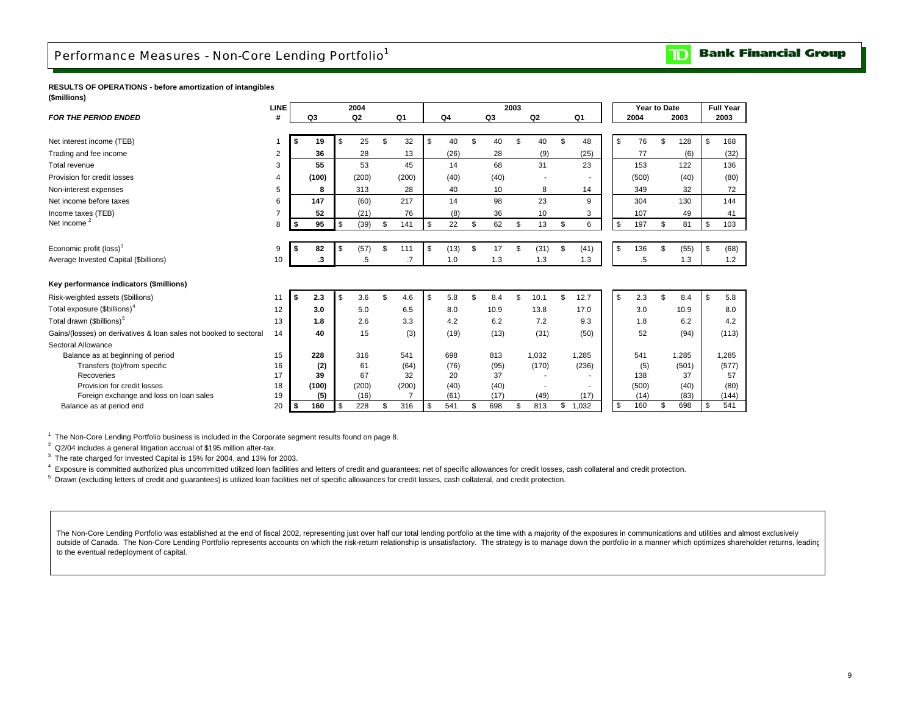# Performance Measures - Non-Core Lending Portfolio[1]

**RESULTS OF OPERATIONS - before amortization of intangibles**
**($millions)**

| *FOR THE PERIOD ENDED* | LINE # | 2004 Q3 | 2004 Q2 | 2004 Q1 | 2003 Q4 | 2003 Q3 | 2003 Q2 | 2003 Q1 | Year to Date 2004 | Year to Date 2003 | Full Year 2003 |
|---|---|---|---|---|---|---|---|---|---|---|---|
| Net interest income (TEB) | 1 | **$ 19** | $ 25 | $ 32 | $ 40 | $ 40 | $ 40 | $ 48 | $ 76 | $ 128 | $ 168 |
| Trading and fee income | 2 | **36** | 28 | 13 | (26) | 28 | (9) | (25) | 77 | (6) | (32) |
| Total revenue | 3 | **55** | 53 | 45 | 14 | 68 | 31 | 23 | 153 | 122 | 136 |
| Provision for credit losses | 4 | **(100)** | (200) | (200) | (40) | (40) | - | - | (500) | (40) | (80) |
| Non-interest expenses | 5 | **8** | 313 | 28 | 40 | 10 | 8 | 14 | 349 | 32 | 72 |
| Net income before taxes | 6 | **147** | (60) | 217 | 14 | 98 | 23 | 9 | 304 | 130 | 144 |
| Income taxes (TEB) | 7 | **52** | (21) | 76 | (8) | 36 | 10 | 3 | 107 | 49 | 41 |
| Net income[2] | 8 | **$ 95** | $ (39) | $ 141 | $ 22 | $ 62 | $ 13 | $ 6 | $ 197 | $ 81 | $ 103 |
| | | | | | | | | | | | |
| Economic profit (loss)[3] | 9 | **$ 82** | $ (57) | $ 111 | $ (13) | $ 17 | $ (31) | $ (41) | $ 136 | $ (55) | $ (68) |
| Average Invested Capital ($billions) | 10 | **.3** | .5 | .7 | 1.0 | 1.3 | 1.3 | 1.3 | .5 | 1.3 | 1.2 |
| | | | | | | | | | | | |
| **Key performance indicators ($millions)** | | | | | | | | | | | |
| Risk-weighted assets ($billions) | 11 | **$ 2.3** | $ 3.6 | $ 4.6 | $ 5.8 | $ 8.4 | $ 10.1 | $ 12.7 | $ 2.3 | $ 8.4 | $ 5.8 |
| Total exposure ($billions)[4] | 12 | **3.0** | 5.0 | 6.5 | 8.0 | 10.9 | 13.8 | 17.0 | 3.0 | 10.9 | 8.0 |
| Total drawn ($billions)[5] | 13 | **1.8** | 2.6 | 3.3 | 4.2 | 6.2 | 7.2 | 9.3 | 1.8 | 6.2 | 4.2 |
| Gains/(losses) on derivatives & loan sales not booked to sectoral | 14 | **40** | 15 | (3) | (19) | (13) | (31) | (50) | 52 | (94) | (113) |
| Sectoral Allowance | | | | | | | | | | | |
| Balance as at beginning of period | 15 | **228** | 316 | 541 | 698 | 813 | 1,032 | 1,285 | 541 | 1,285 | 1,285 |
| Transfers (to)/from specific | 16 | **(2)** | 61 | (64) | (76) | (95) | (170) | (236) | (5) | (501) | (577) |
| Recoveries | 17 | **39** | 67 | 32 | 20 | 37 | - | - | 138 | 37 | 57 |
| Provision for credit losses | 18 | **(100)** | (200) | (200) | (40) | (40) | - | - | (500) | (40) | (80) |
| Foreign exchange and loss on loan sales | 19 | **(5)** | (16) | 7 | (61) | (17) | (49) | (17) | (14) | (83) | (144) |
| Balance as at period end | 20 | **$ 160** | $ 228 | $ 316 | $ 541 | $ 698 | $ 813 | $ 1,032 | $ 160 | $ 698 | $ 541 |

[1] The Non-Core Lending Portfolio business is included in the Corporate segment results found on page 8.

[2] Q2/04 includes a general litigation accrual of $195 million after-tax.

[3] The rate charged for Invested Capital is 15% for 2004, and 13% for 2003.

[4] Exposure is committed authorized plus uncommitted utilized loan facilities and letters of credit and guarantees; net of specific allowances for credit losses, cash collateral and credit protection.

[5] Drawn (excluding letters of credit and guarantees) is utilized loan facilities net of specific allowances for credit losses, cash collateral, and credit protection.

The Non-Core Lending Portfolio was established at the end of fiscal 2002, representing just over half our total lending portfolio at the time with a majority of the exposures in communications and utilities and almost exclusively outside of Canada. The Non-Core Lending Portfolio represents accounts on which the risk-return relationship is unsatisfactory. The strategy is to manage down the portfolio in a manner which optimizes shareholder returns, leading to the eventual redeployment of capital.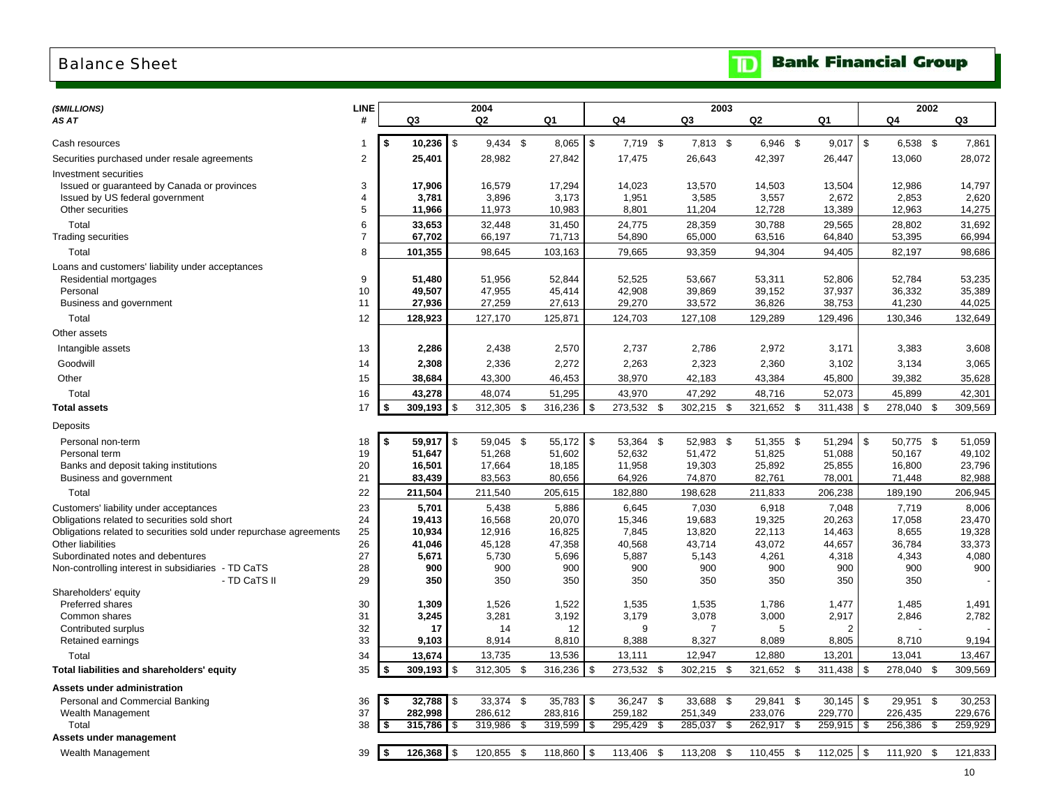# Balance Sheet

**Bank Financial Group**

| *($MILLIONS)* | LINE | 2004 | | | 2003 | | | | 2002 | |
|---|---|---|---|---|---|---|---|---|---|---|
| *AS AT* | # | Q3 | Q2 | Q1 | Q4 | Q3 | Q2 | Q1 | Q4 | Q3 |
| Cash resources | 1 | **$ 10,236** | $ 9,434 | $ 8,065 | $ 7,719 | $ 7,813 | $ 6,946 | $ 9,017 | $ 6,538 | $ 7,861 |
| Securities purchased under resale agreements | 2 | **25,401** | 28,982 | 27,842 | 17,475 | 26,643 | 42,397 | 26,447 | 13,060 | 28,072 |
| Investment securities | | | | | | | | | | |
| Issued or guaranteed by Canada or provinces | 3 | **17,906** | 16,579 | 17,294 | 14,023 | 13,570 | 14,503 | 13,504 | 12,986 | 14,797 |
| Issued by US federal government | 4 | **3,781** | 3,896 | 3,173 | 1,951 | 3,585 | 3,557 | 2,672 | 2,853 | 2,620 |
| Other securities | 5 | **11,966** | 11,973 | 10,983 | 8,801 | 11,204 | 12,728 | 13,389 | 12,963 | 14,275 |
| Total | 6 | **33,653** | 32,448 | 31,450 | 24,775 | 28,359 | 30,788 | 29,565 | 28,802 | 31,692 |
| Trading securities | 7 | **67,702** | 66,197 | 71,713 | 54,890 | 65,000 | 63,516 | 64,840 | 53,395 | 66,994 |
| Total | 8 | **101,355** | 98,645 | 103,163 | 79,665 | 93,359 | 94,304 | 94,405 | 82,197 | 98,686 |
| Loans and customers' liability under acceptances | | | | | | | | | | |
| Residential mortgages | 9 | **51,480** | 51,956 | 52,844 | 52,525 | 53,667 | 53,311 | 52,806 | 52,784 | 53,235 |
| Personal | 10 | **49,507** | 47,955 | 45,414 | 42,908 | 39,869 | 39,152 | 37,937 | 36,332 | 35,389 |
| Business and government | 11 | **27,936** | 27,259 | 27,613 | 29,270 | 33,572 | 36,826 | 38,753 | 41,230 | 44,025 |
| Total | 12 | **128,923** | 127,170 | 125,871 | 124,703 | 127,108 | 129,289 | 129,496 | 130,346 | 132,649 |
| Other assets | | | | | | | | | | |
| Intangible assets | 13 | **2,286** | 2,438 | 2,570 | 2,737 | 2,786 | 2,972 | 3,171 | 3,383 | 3,608 |
| Goodwill | 14 | **2,308** | 2,336 | 2,272 | 2,263 | 2,323 | 2,360 | 3,102 | 3,134 | 3,065 |
| Other | 15 | **38,684** | 43,300 | 46,453 | 38,970 | 42,183 | 43,384 | 45,800 | 39,382 | 35,628 |
| Total | 16 | **43,278** | 48,074 | 51,295 | 43,970 | 47,292 | 48,716 | 52,073 | 45,899 | 42,301 |
| **Total assets** | 17 | **$ 309,193** | $ 312,305 | $ 316,236 | $ 273,532 | $ 302,215 | $ 321,652 | $ 311,438 | $ 278,040 | $ 309,569 |
| Deposits | | | | | | | | | | |
| Personal non-term | 18 | **$ 59,917** | $ 59,045 | $ 55,172 | $ 53,364 | $ 52,983 | $ 51,355 | $ 51,294 | $ 50,775 | $ 51,059 |
| Personal term | 19 | **51,647** | 51,268 | 51,602 | 52,632 | 51,472 | 51,825 | 51,088 | 50,167 | 49,102 |
| Banks and deposit taking institutions | 20 | **16,501** | 17,664 | 18,185 | 11,958 | 19,303 | 25,892 | 25,855 | 16,800 | 23,796 |
| Business and government | 21 | **83,439** | 83,563 | 80,656 | 64,926 | 74,870 | 82,761 | 78,001 | 71,448 | 82,988 |
| Total | 22 | **211,504** | 211,540 | 205,615 | 182,880 | 198,628 | 211,833 | 206,238 | 189,190 | 206,945 |
| Customers' liability under acceptances | 23 | **5,701** | 5,438 | 5,886 | 6,645 | 7,030 | 6,918 | 7,048 | 7,719 | 8,006 |
| Obligations related to securities sold short | 24 | **19,413** | 16,568 | 20,070 | 15,346 | 19,683 | 19,325 | 20,263 | 17,058 | 23,470 |
| Obligations related to securities sold under repurchase agreements | 25 | **10,934** | 12,916 | 16,825 | 7,845 | 13,820 | 22,113 | 14,463 | 8,655 | 19,328 |
| Other liabilities | 26 | **41,046** | 45,128 | 47,358 | 40,568 | 43,714 | 43,072 | 44,657 | 36,784 | 33,373 |
| Subordinated notes and debentures | 27 | **5,671** | 5,730 | 5,696 | 5,887 | 5,143 | 4,261 | 4,318 | 4,343 | 4,080 |
| Non-controlling interest in subsidiaries - TD CaTS | 28 | **900** | 900 | 900 | 900 | 900 | 900 | 900 | 900 | 900 |
| - TD CaTS II | 29 | **350** | 350 | 350 | 350 | 350 | 350 | 350 | 350 | - |
| Shareholders' equity | | | | | | | | | | |
| Preferred shares | 30 | **1,309** | 1,526 | 1,522 | 1,535 | 1,535 | 1,786 | 1,477 | 1,485 | 1,491 |
| Common shares | 31 | **3,245** | 3,281 | 3,192 | 3,179 | 3,078 | 3,000 | 2,917 | 2,846 | 2,782 |
| Contributed surplus | 32 | **17** | 14 | 12 | 9 | 7 | 5 | 2 | - | - |
| Retained earnings | 33 | **9,103** | 8,914 | 8,810 | 8,388 | 8,327 | 8,089 | 8,805 | 8,710 | 9,194 |
| Total | 34 | **13,674** | 13,735 | 13,536 | 13,111 | 12,947 | 12,880 | 13,201 | 13,041 | 13,467 |
| **Total liabilities and shareholders' equity** | 35 | **$ 309,193** | $ 312,305 | $ 316,236 | $ 273,532 | $ 302,215 | $ 321,652 | $ 311,438 | $ 278,040 | $ 309,569 |
| **Assets under administration** | | | | | | | | | | |
| Personal and Commercial Banking | 36 | **$ 32,788** | $ 33,374 | $ 35,783 | $ 36,247 | $ 33,688 | $ 29,841 | $ 30,145 | $ 29,951 | $ 30,253 |
| Wealth Management | 37 | **282,998** | 286,612 | 283,816 | 259,182 | 251,349 | 233,076 | 229,770 | 226,435 | 229,676 |
| Total | 38 | **$ 315,786** | $ 319,986 | $ 319,599 | $ 295,429 | $ 285,037 | $ 262,917 | $ 259,915 | $ 256,386 | $ 259,929 |
| **Assets under management** | | | | | | | | | | |
| Wealth Management | 39 | **$ 126,368** | $ 120,855 | $ 118,860 | $ 113,406 | $ 113,208 | $ 110,455 | $ 112,025 | $ 111,920 | $ 121,833 |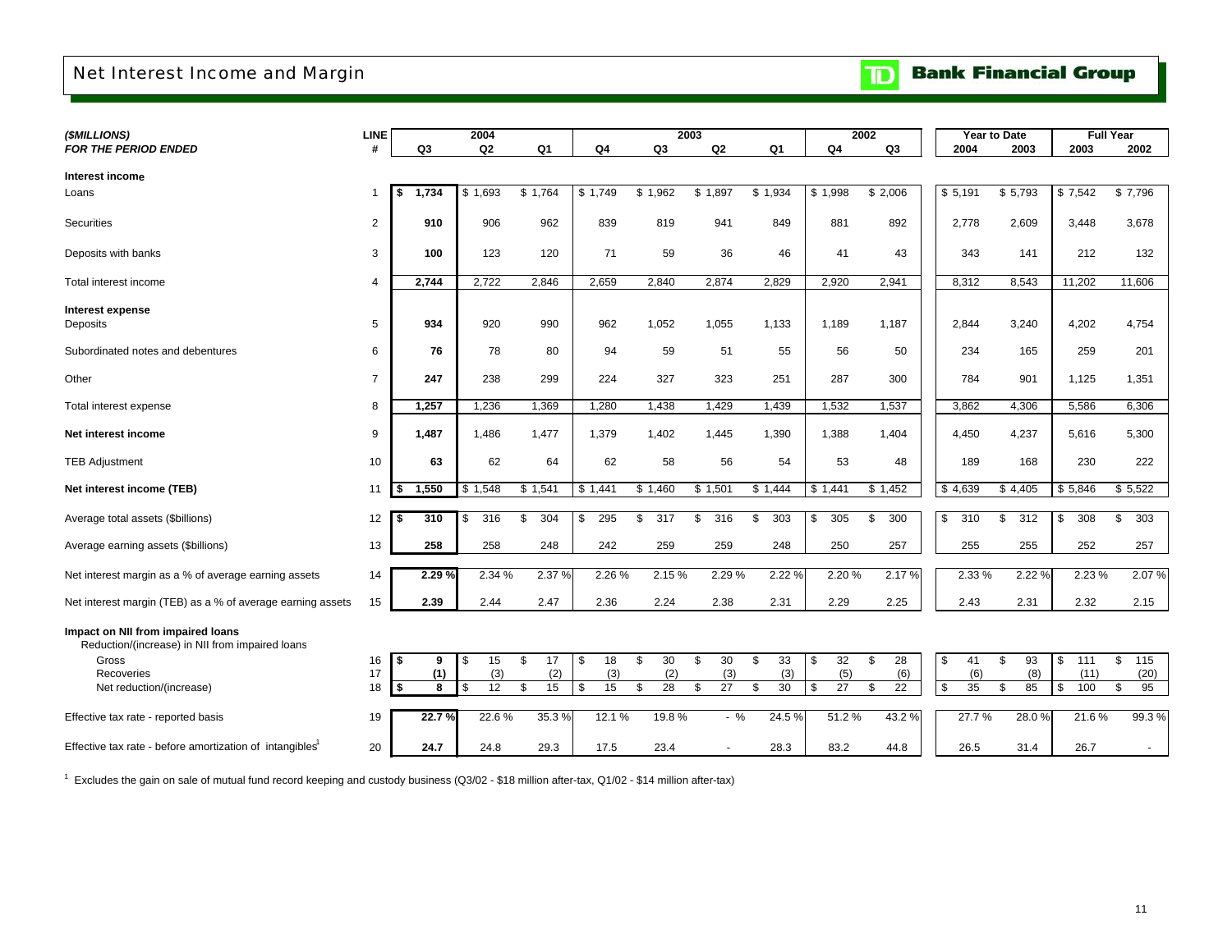# Net Interest Income and Margin

**Bank Financial Group**

| *($MILLIONS)* *FOR THE PERIOD ENDED* | LINE # | 2004 Q3 | 2004 Q2 | 2004 Q1 | 2003 Q4 | 2003 Q3 | 2003 Q2 | 2003 Q1 | 2002 Q4 | 2002 Q3 | Year to Date 2004 | Year to Date 2003 | Full Year 2003 | Full Year 2002 |
|---|---|---|---|---|---|---|---|---|---|---|---|---|---|---|
| **Interest income** | | | | | | | | | | | | | | |
| Loans | 1 | **$ 1,734** | $ 1,693 | $ 1,764 | $ 1,749 | $ 1,962 | $ 1,897 | $ 1,934 | $ 1,998 | $ 2,006 | $ 5,191 | $ 5,793 | $ 7,542 | $ 7,796 |
| Securities | 2 | **910** | 906 | 962 | 839 | 819 | 941 | 849 | 881 | 892 | 2,778 | 2,609 | 3,448 | 3,678 |
| Deposits with banks | 3 | **100** | 123 | 120 | 71 | 59 | 36 | 46 | 41 | 43 | 343 | 141 | 212 | 132 |
| Total interest income | 4 | **2,744** | 2,722 | 2,846 | 2,659 | 2,840 | 2,874 | 2,829 | 2,920 | 2,941 | 8,312 | 8,543 | 11,202 | 11,606 |
| **Interest expense** | | | | | | | | | | | | | | |
| Deposits | 5 | **934** | 920 | 990 | 962 | 1,052 | 1,055 | 1,133 | 1,189 | 1,187 | 2,844 | 3,240 | 4,202 | 4,754 |
| Subordinated notes and debentures | 6 | **76** | 78 | 80 | 94 | 59 | 51 | 55 | 56 | 50 | 234 | 165 | 259 | 201 |
| Other | 7 | **247** | 238 | 299 | 224 | 327 | 323 | 251 | 287 | 300 | 784 | 901 | 1,125 | 1,351 |
| Total interest expense | 8 | **1,257** | 1,236 | 1,369 | 1,280 | 1,438 | 1,429 | 1,439 | 1,532 | 1,537 | 3,862 | 4,306 | 5,586 | 6,306 |
| **Net interest income** | 9 | **1,487** | 1,486 | 1,477 | 1,379 | 1,402 | 1,445 | 1,390 | 1,388 | 1,404 | 4,450 | 4,237 | 5,616 | 5,300 |
| TEB Adjustment | 10 | **63** | 62 | 64 | 62 | 58 | 56 | 54 | 53 | 48 | 189 | 168 | 230 | 222 |
| **Net interest income (TEB)** | 11 | **$ 1,550** | $ 1,548 | $ 1,541 | $ 1,441 | $ 1,460 | $ 1,501 | $ 1,444 | $ 1,441 | $ 1,452 | $ 4,639 | $ 4,405 | $ 5,846 | $ 5,522 |
| Average total assets ($billions) | 12 | **$ 310** | $ 316 | $ 304 | $ 295 | $ 317 | $ 316 | $ 303 | $ 305 | $ 300 | $ 310 | $ 312 | $ 308 | $ 303 |
| Average earning assets ($billions) | 13 | **258** | 258 | 248 | 242 | 259 | 259 | 248 | 250 | 257 | 255 | 255 | 252 | 257 |
| Net interest margin as a % of average earning assets | 14 | **2.29 %** | 2.34 % | 2.37 % | 2.26 % | 2.15 % | 2.29 % | 2.22 % | 2.20 % | 2.17 % | 2.33 % | 2.22 % | 2.23 % | 2.07 % |
| Net interest margin (TEB) as a % of average earning assets | 15 | **2.39** | 2.44 | 2.47 | 2.36 | 2.24 | 2.38 | 2.31 | 2.29 | 2.25 | 2.43 | 2.31 | 2.32 | 2.15 |
| **Impact on NII from impaired loans** | | | | | | | | | | | | | | |
| Reduction/(increase) in NII from impaired loans | | | | | | | | | | | | | | |
| Gross | 16 | **$ 9** | $ 15 | $ 17 | $ 18 | $ 30 | $ 30 | $ 33 | $ 32 | $ 28 | $ 41 | $ 93 | $ 111 | $ 115 |
| Recoveries | 17 | **(1)** | (3) | (2) | (3) | (2) | (3) | (3) | (5) | (6) | (6) | (8) | (11) | (20) |
| Net reduction/(increase) | 18 | **$ 8** | $ 12 | $ 15 | $ 15 | $ 28 | $ 27 | $ 30 | $ 27 | $ 22 | $ 35 | $ 85 | $ 100 | $ 95 |
| Effective tax rate - reported basis | 19 | **22.7 %** | 22.6 % | 35.3 % | 12.1 % | 19.8 % | - % | 24.5 % | 51.2 % | 43.2 % | 27.7 % | 28.0 % | 21.6 % | 99.3 % |
| Effective tax rate - before amortization of intangibles[1] | 20 | **24.7** | 24.8 | 29.3 | 17.5 | 23.4 | - | 28.3 | 83.2 | 44.8 | 26.5 | 31.4 | 26.7 | - |

[1] Excludes the gain on sale of mutual fund record keeping and custody business (Q3/02 - $18 million after-tax, Q1/02 - $14 million after-tax)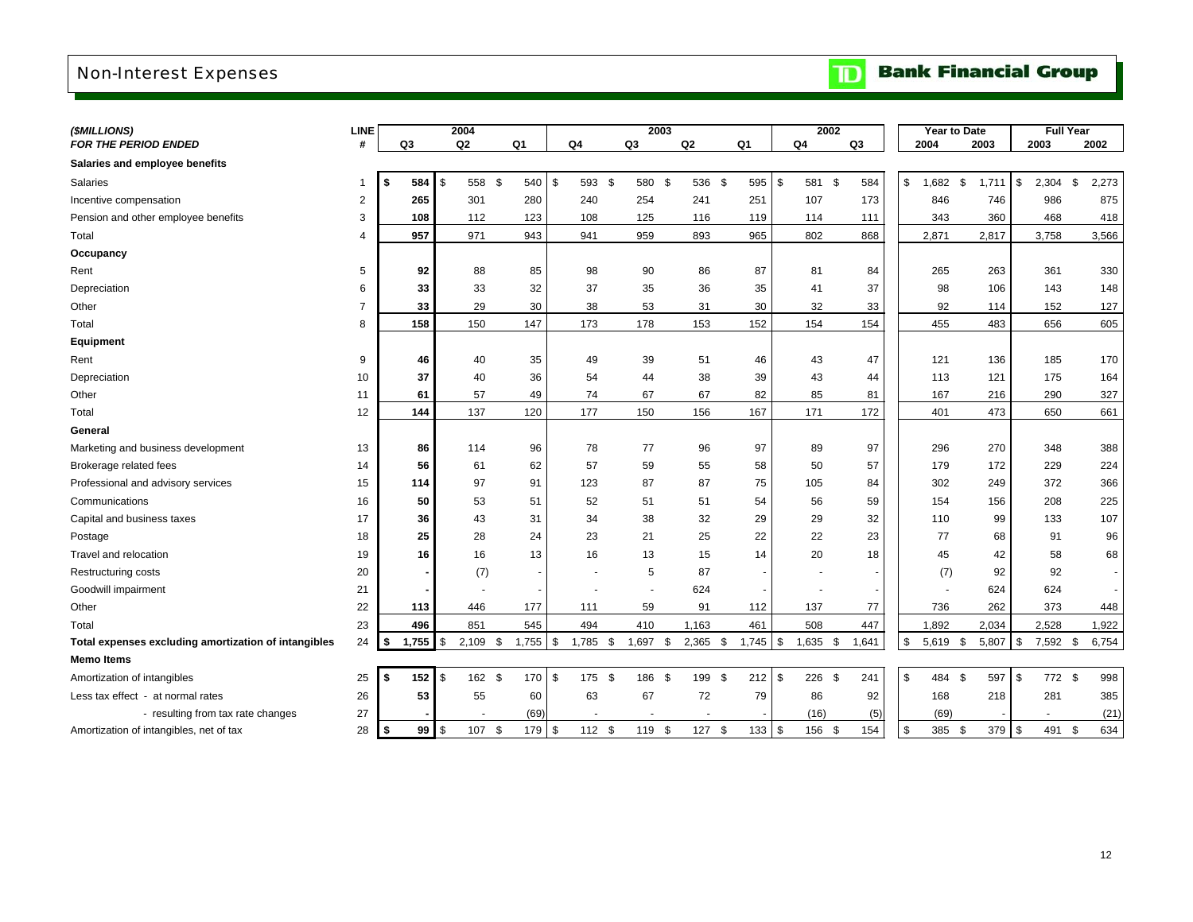# Non-Interest Expenses

TD Bank Financial Group

| *($MILLIONS)* | LINE | 2004 | | | 2003 | | | | 2002 | | Year to Date | | Full Year | |
|---|---|---|---|---|---|---|---|---|---|---|---|---|---|---|
| ***FOR THE PERIOD ENDED*** | **#** | **Q3** | **Q2** | **Q1** | **Q4** | **Q3** | **Q2** | **Q1** | **Q4** | **Q3** | **2004** | **2003** | **2003** | **2002** |
| **Salaries and employee benefits** | | | | | | | | | | | | | | |
| Salaries | 1 | **$ 584** | $ 558 | $ 540 | $ 593 | $ 580 | $ 536 | $ 595 | $ 581 | $ 584 | $ 1,682 | $ 1,711 | $ 2,304 | $ 2,273 |
| Incentive compensation | 2 | **265** | 301 | 280 | 240 | 254 | 241 | 251 | 107 | 173 | 846 | 746 | 986 | 875 |
| Pension and other employee benefits | 3 | **108** | 112 | 123 | 108 | 125 | 116 | 119 | 114 | 111 | 343 | 360 | 468 | 418 |
| Total | 4 | **957** | 971 | 943 | 941 | 959 | 893 | 965 | 802 | 868 | 2,871 | 2,817 | 3,758 | 3,566 |
| **Occupancy** | | | | | | | | | | | | | | |
| Rent | 5 | **92** | 88 | 85 | 98 | 90 | 86 | 87 | 81 | 84 | 265 | 263 | 361 | 330 |
| Depreciation | 6 | **33** | 33 | 32 | 37 | 35 | 36 | 35 | 41 | 37 | 98 | 106 | 143 | 148 |
| Other | 7 | **33** | 29 | 30 | 38 | 53 | 31 | 30 | 32 | 33 | 92 | 114 | 152 | 127 |
| Total | 8 | **158** | 150 | 147 | 173 | 178 | 153 | 152 | 154 | 154 | 455 | 483 | 656 | 605 |
| **Equipment** | | | | | | | | | | | | | | |
| Rent | 9 | **46** | 40 | 35 | 49 | 39 | 51 | 46 | 43 | 47 | 121 | 136 | 185 | 170 |
| Depreciation | 10 | **37** | 40 | 36 | 54 | 44 | 38 | 39 | 43 | 44 | 113 | 121 | 175 | 164 |
| Other | 11 | **61** | 57 | 49 | 74 | 67 | 67 | 82 | 85 | 81 | 167 | 216 | 290 | 327 |
| Total | 12 | **144** | 137 | 120 | 177 | 150 | 156 | 167 | 171 | 172 | 401 | 473 | 650 | 661 |
| **General** | | | | | | | | | | | | | | |
| Marketing and business development | 13 | **86** | 114 | 96 | 78 | 77 | 96 | 97 | 89 | 97 | 296 | 270 | 348 | 388 |
| Brokerage related fees | 14 | **56** | 61 | 62 | 57 | 59 | 55 | 58 | 50 | 57 | 179 | 172 | 229 | 224 |
| Professional and advisory services | 15 | **114** | 97 | 91 | 123 | 87 | 87 | 75 | 105 | 84 | 302 | 249 | 372 | 366 |
| Communications | 16 | **50** | 53 | 51 | 52 | 51 | 51 | 54 | 56 | 59 | 154 | 156 | 208 | 225 |
| Capital and business taxes | 17 | **36** | 43 | 31 | 34 | 38 | 32 | 29 | 29 | 32 | 110 | 99 | 133 | 107 |
| Postage | 18 | **25** | 28 | 24 | 23 | 21 | 25 | 22 | 22 | 23 | 77 | 68 | 91 | 96 |
| Travel and relocation | 19 | **16** | 16 | 13 | 16 | 13 | 15 | 14 | 20 | 18 | 45 | 42 | 58 | 68 |
| Restructuring costs | 20 | **-** | (7) | - | - | 5 | 87 | - | - | - | (7) | 92 | 92 | - |
| Goodwill impairment | 21 | **-** | - | - | - | - | 624 | - | - | - | - | 624 | 624 | - |
| Other | 22 | **113** | 446 | 177 | 111 | 59 | 91 | 112 | 137 | 77 | 736 | 262 | 373 | 448 |
| Total | 23 | **496** | 851 | 545 | 494 | 410 | 1,163 | 461 | 508 | 447 | 1,892 | 2,034 | 2,528 | 1,922 |
| **Total expenses excluding amortization of intangibles** | 24 | **$ 1,755** | $ 2,109 | $ 1,755 | $ 1,785 | $ 1,697 | $ 2,365 | $ 1,745 | $ 1,635 | $ 1,641 | $ 5,619 | $ 5,807 | $ 7,592 | $ 6,754 |
| **Memo Items** | | | | | | | | | | | | | | |
| Amortization of intangibles | 25 | **$ 152** | $ 162 | $ 170 | $ 175 | $ 186 | $ 199 | $ 212 | $ 226 | $ 241 | $ 484 | $ 597 | $ 772 | $ 998 |
| Less tax effect - at normal rates | 26 | **53** | 55 | 60 | 63 | 67 | 72 | 79 | 86 | 92 | 168 | 218 | 281 | 385 |
| - resulting from tax rate changes | 27 | **-** | - | (69) | - | - | - | - | (16) | (5) | (69) | - | - | (21) |
| Amortization of intangibles, net of tax | 28 | **$ 99** | $ 107 | $ 179 | $ 112 | $ 119 | $ 127 | $ 133 | $ 156 | $ 154 | $ 385 | $ 379 | $ 491 | $ 634 |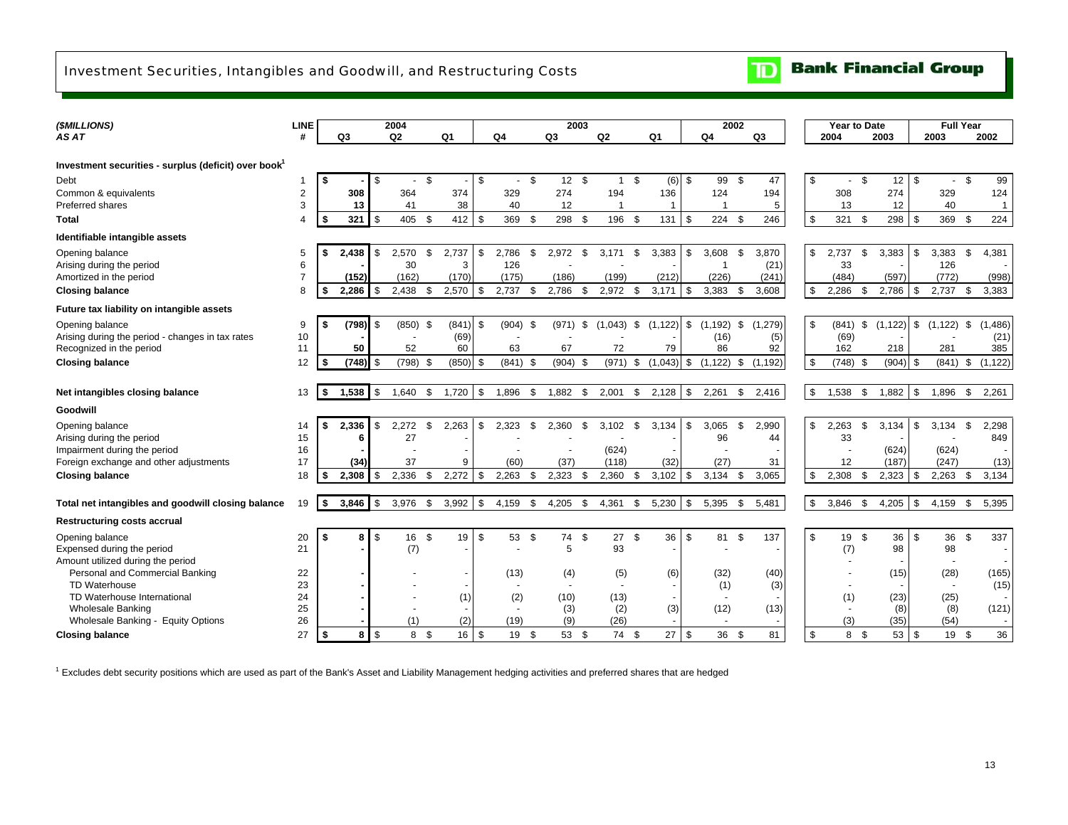# Investment Securities, Intangibles and Goodwill, and Restructuring Costs

TD Bank Financial Group

| ($MILLIONS) AS AT | LINE # | 2004 Q3 | 2004 Q2 | 2004 Q1 | 2003 Q4 | 2003 Q3 | 2003 Q2 | 2003 Q1 | 2002 Q4 | 2002 Q3 | Year to Date 2004 | Year to Date 2003 | Full Year 2003 | Full Year 2002 |
|---|---|---|---|---|---|---|---|---|---|---|---|---|---|---|
| **Investment securities - surplus (deficit) over book[1]** | | | | | | | | | | | | | | |
| Debt | 1 | $ - | $ - | $ - | $ - | $ 12 | $ 1 | $ (6) | $ 99 | $ 47 | $ - | $ 12 | $ - | $ 99 |
| Common & equivalents | 2 | 308 | 364 | 374 | 329 | 274 | 194 | 136 | 124 | 194 | 308 | 274 | 329 | 124 |
| Preferred shares | 3 | 13 | 41 | 38 | 40 | 12 | 1 | 1 | 1 | 5 | 13 | 12 | 40 | 1 |
| **Total** | 4 | $ 321 | $ 405 | $ 412 | $ 369 | $ 298 | $ 196 | $ 131 | $ 224 | $ 246 | $ 321 | $ 298 | $ 369 | $ 224 |
| **Identifiable intangible assets** | | | | | | | | | | | | | | |
| Opening balance | 5 | $ 2,438 | $ 2,570 | $ 2,737 | $ 2,786 | $ 2,972 | $ 3,171 | $ 3,383 | $ 3,608 | $ 3,870 | $ 2,737 | $ 3,383 | $ 3,383 | $ 4,381 |
| Arising during the period | 6 | - | 30 | 3 | 126 | - | - | - | 1 | (21) | 33 | - | 126 | - |
| Amortized in the period | 7 | (152) | (162) | (170) | (175) | (186) | (199) | (212) | (226) | (241) | (484) | (597) | (772) | (998) |
| **Closing balance** | 8 | $ 2,286 | $ 2,438 | $ 2,570 | $ 2,737 | $ 2,786 | $ 2,972 | $ 3,171 | $ 3,383 | $ 3,608 | $ 2,286 | $ 2,786 | $ 2,737 | $ 3,383 |
| **Future tax liability on intangible assets** | | | | | | | | | | | | | | |
| Opening balance | 9 | $ (798) | $ (850) | $ (841) | $ (904) | $ (971) | $ (1,043) | $ (1,122) | $ (1,192) | $ (1,279) | $ (841) | $ (1,122) | $ (1,122) | $ (1,486) |
| Arising during the period - changes in tax rates | 10 | - | - | (69) | - | - | - | - | (16) | (5) | (69) | - | - | (21) |
| Recognized in the period | 11 | 50 | 52 | 60 | 63 | 67 | 72 | 79 | 86 | 92 | 162 | 218 | 281 | 385 |
| **Closing balance** | 12 | $ (748) | $ (798) | $ (850) | $ (841) | $ (904) | $ (971) | $ (1,043) | $ (1,122) | $ (1,192) | $ (748) | $ (904) | $ (841) | $ (1,122) |
| **Net intangibles closing balance** | 13 | $ 1,538 | $ 1,640 | $ 1,720 | $ 1,896 | $ 1,882 | $ 2,001 | $ 2,128 | $ 2,261 | $ 2,416 | $ 1,538 | $ 1,882 | $ 1,896 | $ 2,261 |
| **Goodwill** | | | | | | | | | | | | | | |
| Opening balance | 14 | $ 2,336 | $ 2,272 | $ 2,263 | $ 2,323 | $ 2,360 | $ 3,102 | $ 3,134 | $ 3,065 | $ 2,990 | $ 2,263 | $ 3,134 | $ 3,134 | $ 2,298 |
| Arising during the period | 15 | 6 | 27 | - | - | - | - | - | 96 | 44 | 33 | - | - | 849 |
| Impairment during the period | 16 | - | - | - | - | - | (624) | - | - | - | - | (624) | (624) | - |
| Foreign exchange and other adjustments | 17 | (34) | 37 | 9 | (60) | (37) | (118) | (32) | (27) | 31 | 12 | (187) | (247) | (13) |
| **Closing balance** | 18 | $ 2,308 | $ 2,336 | $ 2,272 | $ 2,263 | $ 2,323 | $ 2,360 | $ 3,102 | $ 3,134 | $ 3,065 | $ 2,308 | $ 2,323 | $ 2,263 | $ 3,134 |
| **Total net intangibles and goodwill closing balance** | 19 | $ 3,846 | $ 3,976 | $ 3,992 | $ 4,159 | $ 4,205 | $ 4,361 | $ 5,230 | $ 5,395 | $ 5,481 | $ 3,846 | $ 4,205 | $ 4,159 | $ 5,395 |
| **Restructuring costs accrual** | | | | | | | | | | | | | | |
| Opening balance | 20 | $ 8 | $ 16 | $ 19 | $ 53 | $ 74 | $ 27 | $ 36 | $ 81 | $ 137 | $ 19 | $ 36 | $ 36 | $ 337 |
| Expensed during the period | 21 | - | (7) | - | - | 5 | 93 | - | - | - | (7) | 98 | 98 | - |
| Amount utilized during the period | | | | | | | | | | | - | - | - | - |
| Personal and Commercial Banking | 22 | - | - | - | (13) | (4) | (5) | (6) | (32) | (40) | - | (15) | (28) | (165) |
| TD Waterhouse | 23 | - | - | - | - | - | - | - | (1) | (3) | - | - | - | (15) |
| TD Waterhouse International | 24 | - | - | (1) | (2) | (10) | (13) | - | - | - | (1) | (23) | (25) | - |
| Wholesale Banking | 25 | - | - | - | - | (3) | (2) | (3) | (12) | (13) | - | (8) | (8) | (121) |
| Wholesale Banking - Equity Options | 26 | - | (1) | (2) | (19) | (9) | (26) | - | - | - | (3) | (35) | (54) | - |
| **Closing balance** | 27 | $ 8 | $ 8 | $ 16 | $ 19 | $ 53 | $ 74 | $ 27 | $ 36 | $ 81 | $ 8 | $ 53 | $ 19 | $ 36 |

[1] Excludes debt security positions which are used as part of the Bank's Asset and Liability Management hedging activities and preferred shares that are hedged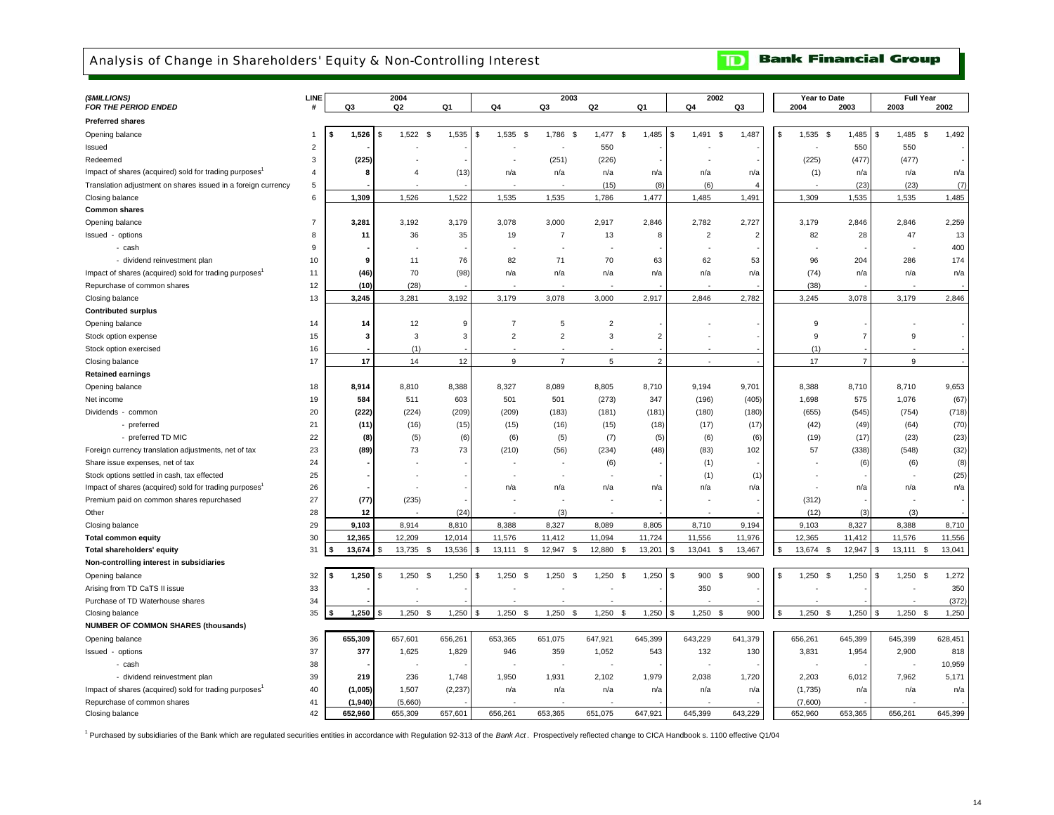## Analysis of Change in Shareholders' Equity & Non-Controlling Interest

**TD Bank Financial Group**

| ($MILLIONS) FOR THE PERIOD ENDED | LINE # | 2004 Q3 | 2004 Q2 | 2004 Q1 | 2003 Q4 | 2003 Q3 | 2003 Q2 | 2003 Q1 | 2002 Q4 | 2002 Q3 | Year to Date 2004 | Year to Date 2003 | Full Year 2003 | Full Year 2002 |
|---|---|---|---|---|---|---|---|---|---|---|---|---|---|---|
| **Preferred shares** | | | | | | | | | | | | | | |
| Opening balance | 1 | **$ 1,526** | $ 1,522 | $ 1,535 | $ 1,535 | $ 1,786 | $ 1,477 | $ 1,485 | $ 1,491 | $ 1,487 | $ 1,535 | $ 1,485 | $ 1,485 | $ 1,492 |
| Issued | 2 | **-** | - | - | - | - | 550 | - | - | - | - | 550 | 550 | - |
| Redeemed | 3 | **(225)** | - | - | - | (251) | (226) | - | - | - | (225) | (477) | (477) | - |
| Impact of shares (acquired) sold for trading purposes[1] | 4 | **8** | 4 | (13) | n/a | n/a | n/a | n/a | n/a | n/a | (1) | n/a | n/a | n/a |
| Translation adjustment on shares issued in a foreign currency | 5 | **-** | - | - | - | - | (15) | (8) | (6) | 4 | - | (23) | (23) | (7) |
| Closing balance | 6 | **1,309** | 1,526 | 1,522 | 1,535 | 1,535 | 1,786 | 1,477 | 1,485 | 1,491 | 1,309 | 1,535 | 1,535 | 1,485 |
| **Common shares** | | | | | | | | | | | | | | |
| Opening balance | 7 | **3,281** | 3,192 | 3,179 | 3,078 | 3,000 | 2,917 | 2,846 | 2,782 | 2,727 | 3,179 | 2,846 | 2,846 | 2,259 |
| Issued - options | 8 | **11** | 36 | 35 | 19 | 7 | 13 | 8 | 2 | 2 | 82 | 28 | 47 | 13 |
| - cash | 9 | **-** | - | - | - | - | - | - | - | - | - | - | - | 400 |
| - dividend reinvestment plan | 10 | **9** | 11 | 76 | 82 | 71 | 70 | 63 | 62 | 53 | 96 | 204 | 286 | 174 |
| Impact of shares (acquired) sold for trading purposes[1] | 11 | **(46)** | 70 | (98) | n/a | n/a | n/a | n/a | n/a | n/a | (74) | n/a | n/a | n/a |
| Repurchase of common shares | 12 | **(10)** | (28) | - | - | - | - | - | - | - | (38) | - | - | - |
| Closing balance | 13 | **3,245** | 3,281 | 3,192 | 3,179 | 3,078 | 3,000 | 2,917 | 2,846 | 2,782 | 3,245 | 3,078 | 3,179 | 2,846 |
| **Contributed surplus** | | | | | | | | | | | | | | |
| Opening balance | 14 | **14** | 12 | 9 | 7 | 5 | 2 | - | - | - | 9 | - | - | - |
| Stock option expense | 15 | **3** | 3 | 3 | 2 | 2 | 3 | 2 | - | - | 9 | 7 | 9 | - |
| Stock option exercised | 16 | **-** | (1) | - | - | - | - | - | - | - | (1) | - | - | - |
| Closing balance | 17 | **17** | 14 | 12 | 9 | 7 | 5 | 2 | - | - | 17 | 7 | 9 | - |
| **Retained earnings** | | | | | | | | | | | | | | |
| Opening balance | 18 | **8,914** | 8,810 | 8,388 | 8,327 | 8,089 | 8,805 | 8,710 | 9,194 | 9,701 | 8,388 | 8,710 | 8,710 | 9,653 |
| Net income | 19 | **584** | 511 | 603 | 501 | 501 | (273) | 347 | (196) | (405) | 1,698 | 575 | 1,076 | (67) |
| Dividends - common | 20 | **(222)** | (224) | (209) | (209) | (183) | (181) | (181) | (180) | (180) | (655) | (545) | (754) | (718) |
| - preferred | 21 | **(11)** | (16) | (15) | (15) | (16) | (15) | (18) | (17) | (17) | (42) | (49) | (64) | (70) |
| - preferred TD MIC | 22 | **(8)** | (5) | (6) | (6) | (5) | (7) | (5) | (6) | (6) | (19) | (17) | (23) | (23) |
| Foreign currency translation adjustments, net of tax | 23 | **(89)** | 73 | 73 | (210) | (56) | (234) | (48) | (83) | 102 | 57 | (338) | (548) | (32) |
| Share issue expenses, net of tax | 24 | **-** | - | - | - | - | (6) | - | (1) | - | - | (6) | (6) | (8) |
| Stock options settled in cash, tax effected | 25 | **-** | - | - | - | - | - | - | (1) | (1) | - | - | - | (25) |
| Impact of shares (acquired) sold for trading purposes[1] | 26 | **-** | - | - | n/a | n/a | n/a | n/a | n/a | n/a | - | n/a | n/a | n/a |
| Premium paid on common shares repurchased | 27 | **(77)** | (235) | - | - | - | - | - | - | - | (312) | - | - | - |
| Other | 28 | **12** | - | (24) | - | (3) | - | - | - | - | (12) | (3) | (3) | - |
| Closing balance | 29 | **9,103** | 8,914 | 8,810 | 8,388 | 8,327 | 8,089 | 8,805 | 8,710 | 9,194 | 9,103 | 8,327 | 8,388 | 8,710 |
| **Total common equity** | 30 | **12,365** | 12,209 | 12,014 | 11,576 | 11,412 | 11,094 | 11,724 | 11,556 | 11,976 | 12,365 | 11,412 | 11,576 | 11,556 |
| **Total shareholders' equity** | 31 | **$ 13,674** | $ 13,735 | $ 13,536 | $ 13,111 | $ 12,947 | $ 12,880 | $ 13,201 | $ 13,041 | $ 13,467 | $ 13,674 | $ 12,947 | $ 13,111 | $ 13,041 |
| **Non-controlling interest in subsidiaries** | | | | | | | | | | | | | | |
| Opening balance | 32 | **$ 1,250** | $ 1,250 | $ 1,250 | $ 1,250 | $ 1,250 | $ 1,250 | $ 1,250 | $ 900 | $ 900 | $ 1,250 | $ 1,250 | $ 1,250 | $ 1,272 |
| Arising from TD CaTS II issue | 33 | **-** | - | - | - | - | - | - | 350 | - | - | - | - | 350 |
| Purchase of TD Waterhouse shares | 34 | **-** | - | - | - | - | - | - | - | - | - | - | - | (372) |
| Closing balance | 35 | **$ 1,250** | $ 1,250 | $ 1,250 | $ 1,250 | $ 1,250 | $ 1,250 | $ 1,250 | $ 1,250 | $ 900 | $ 1,250 | $ 1,250 | $ 1,250 | $ 1,250 |
| **NUMBER OF COMMON SHARES (thousands)** | | | | | | | | | | | | | | |
| Opening balance | 36 | **655,309** | 657,601 | 656,261 | 653,365 | 651,075 | 647,921 | 645,399 | 643,229 | 641,379 | 656,261 | 645,399 | 645,399 | 628,451 |
| Issued - options | 37 | **377** | 1,625 | 1,829 | 946 | 359 | 1,052 | 543 | 132 | 130 | 3,831 | 1,954 | 2,900 | 818 |
| - cash | 38 | **-** | - | - | - | - | - | - | - | - | - | - | - | 10,959 |
| - dividend reinvestment plan | 39 | **219** | 236 | 1,748 | 1,950 | 1,931 | 2,102 | 1,979 | 2,038 | 1,720 | 2,203 | 6,012 | 7,962 | 5,171 |
| Impact of shares (acquired) sold for trading purposes[1] | 40 | **(1,005)** | 1,507 | (2,237) | n/a | n/a | n/a | n/a | n/a | n/a | (1,735) | n/a | n/a | n/a |
| Repurchase of common shares | 41 | **(1,940)** | (5,660) | - | - | - | - | - | - | - | (7,600) | - | - | - |
| Closing balance | 42 | **652,960** | 655,309 | 657,601 | 656,261 | 653,365 | 651,075 | 647,921 | 645,399 | 643,229 | 652,960 | 653,365 | 656,261 | 645,399 |

[1] Purchased by subsidiaries of the Bank which are regulated securities entities in accordance with Regulation 92-313 of the *Bank Act*. Prospectively reflected change to CICA Handbook s. 1100 effective Q1/04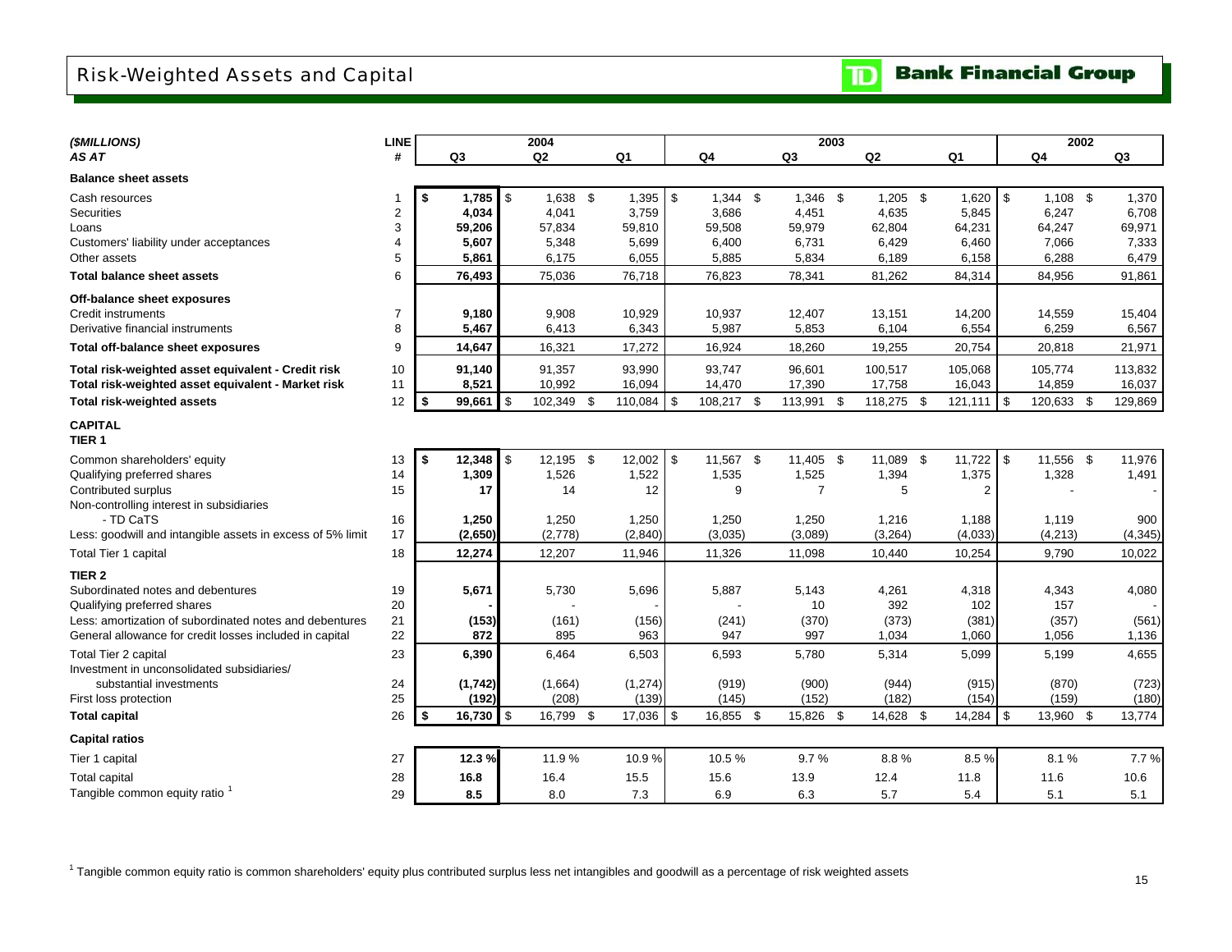# Risk-Weighted Assets and Capital

TD Bank Financial Group

| *($MILLIONS)* | LINE | 2004 | | | 2003 | | | | 2002 | |
|---|---|---|---|---|---|---|---|---|---|---|
| *AS AT* | # | Q3 | Q2 | Q1 | Q4 | Q3 | Q2 | Q1 | Q4 | Q3 |
| **Balance sheet assets** | | | | | | | | | | |
| Cash resources | 1 | **$ 1,785** | $ 1,638 | $ 1,395 | $ 1,344 | $ 1,346 | $ 1,205 | $ 1,620 | $ 1,108 | $ 1,370 |
| Securities | 2 | **4,034** | 4,041 | 3,759 | 3,686 | 4,451 | 4,635 | 5,845 | 6,247 | 6,708 |
| Loans | 3 | **59,206** | 57,834 | 59,810 | 59,508 | 59,979 | 62,804 | 64,231 | 64,247 | 69,971 |
| Customers' liability under acceptances | 4 | **5,607** | 5,348 | 5,699 | 6,400 | 6,731 | 6,429 | 6,460 | 7,066 | 7,333 |
| Other assets | 5 | **5,861** | 6,175 | 6,055 | 5,885 | 5,834 | 6,189 | 6,158 | 6,288 | 6,479 |
| **Total balance sheet assets** | 6 | **76,493** | 75,036 | 76,718 | 76,823 | 78,341 | 81,262 | 84,314 | 84,956 | 91,861 |
| **Off-balance sheet exposures** | | | | | | | | | | |
| Credit instruments | 7 | **9,180** | 9,908 | 10,929 | 10,937 | 12,407 | 13,151 | 14,200 | 14,559 | 15,404 |
| Derivative financial instruments | 8 | **5,467** | 6,413 | 6,343 | 5,987 | 5,853 | 6,104 | 6,554 | 6,259 | 6,567 |
| **Total off-balance sheet exposures** | 9 | **14,647** | 16,321 | 17,272 | 16,924 | 18,260 | 19,255 | 20,754 | 20,818 | 21,971 |
| **Total risk-weighted asset equivalent - Credit risk** | 10 | **91,140** | 91,357 | 93,990 | 93,747 | 96,601 | 100,517 | 105,068 | 105,774 | 113,832 |
| **Total risk-weighted asset equivalent - Market risk** | 11 | **8,521** | 10,992 | 16,094 | 14,470 | 17,390 | 17,758 | 16,043 | 14,859 | 16,037 |
| **Total risk-weighted assets** | 12 | **$ 99,661** | $ 102,349 | $ 110,084 | $ 108,217 | $ 113,991 | $ 118,275 | $ 121,111 | $ 120,633 | $ 129,869 |
| **CAPITAL** | | | | | | | | | | |
| **TIER 1** | | | | | | | | | | |
| Common shareholders' equity | 13 | **$ 12,348** | $ 12,195 | $ 12,002 | $ 11,567 | $ 11,405 | $ 11,089 | $ 11,722 | $ 11,556 | $ 11,976 |
| Qualifying preferred shares | 14 | **1,309** | 1,526 | 1,522 | 1,535 | 1,525 | 1,394 | 1,375 | 1,328 | 1,491 |
| Contributed surplus | 15 | **17** | 14 | 12 | 9 | 7 | 5 | 2 | - | - |
| Non-controlling interest in subsidiaries | | | | | | | | | | |
| - TD CaTS | 16 | **1,250** | 1,250 | 1,250 | 1,250 | 1,250 | 1,216 | 1,188 | 1,119 | 900 |
| Less: goodwill and intangible assets in excess of 5% limit | 17 | **(2,650)** | (2,778) | (2,840) | (3,035) | (3,089) | (3,264) | (4,033) | (4,213) | (4,345) |
| Total Tier 1 capital | 18 | **12,274** | 12,207 | 11,946 | 11,326 | 11,098 | 10,440 | 10,254 | 9,790 | 10,022 |
| **TIER 2** | | | | | | | | | | |
| Subordinated notes and debentures | 19 | **5,671** | 5,730 | 5,696 | 5,887 | 5,143 | 4,261 | 4,318 | 4,343 | 4,080 |
| Qualifying preferred shares | 20 | **-** | - | - | - | 10 | 392 | 102 | 157 | - |
| Less: amortization of subordinated notes and debentures | 21 | **(153)** | (161) | (156) | (241) | (370) | (373) | (381) | (357) | (561) |
| General allowance for credit losses included in capital | 22 | **872** | 895 | 963 | 947 | 997 | 1,034 | 1,060 | 1,056 | 1,136 |
| Total Tier 2 capital | 23 | **6,390** | 6,464 | 6,503 | 6,593 | 5,780 | 5,314 | 5,099 | 5,199 | 4,655 |
| Investment in unconsolidated subsidiaries/ substantial investments | 24 | **(1,742)** | (1,664) | (1,274) | (919) | (900) | (944) | (915) | (870) | (723) |
| First loss protection | 25 | **(192)** | (208) | (139) | (145) | (152) | (182) | (154) | (159) | (180) |
| **Total capital** | 26 | **$ 16,730** | $ 16,799 | $ 17,036 | $ 16,855 | $ 15,826 | $ 14,628 | $ 14,284 | $ 13,960 | $ 13,774 |
| **Capital ratios** | | | | | | | | | | |
| Tier 1 capital | 27 | **12.3 %** | 11.9 % | 10.9 % | 10.5 % | 9.7 % | 8.8 % | 8.5 % | 8.1 % | 7.7 % |
| Total capital | 28 | **16.8** | 16.4 | 15.5 | 15.6 | 13.9 | 12.4 | 11.8 | 11.6 | 10.6 |
| Tangible common equity ratio [1] | 29 | **8.5** | 8.0 | 7.3 | 6.9 | 6.3 | 5.7 | 5.4 | 5.1 | 5.1 |

[1] Tangible common equity ratio is common shareholders' equity plus contributed surplus less net intangibles and goodwill as a percentage of risk weighted assets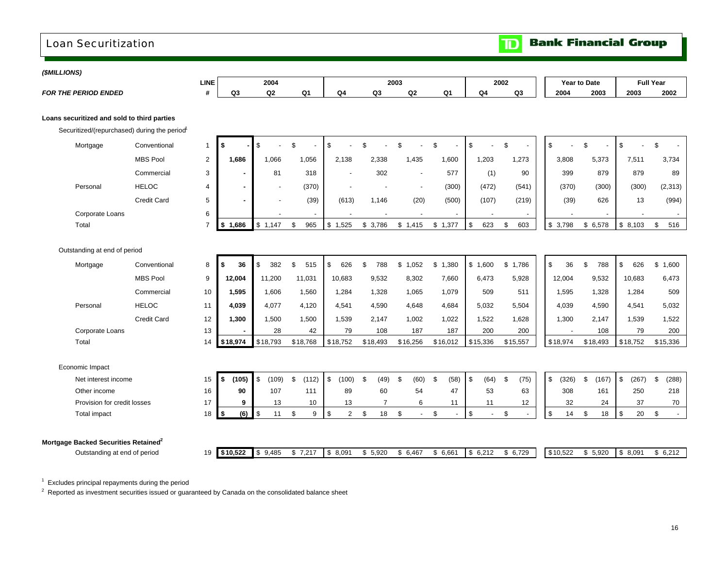# Loan Securitization

*($MILLIONS)*

| *FOR THE PERIOD ENDED* | | LINE # | 2004 Q3 | 2004 Q2 | 2004 Q1 | 2003 Q4 | 2003 Q3 | 2003 Q2 | 2003 Q1 | 2002 Q4 | 2002 Q3 | Year to Date 2004 | Year to Date 2003 | Full Year 2003 | Full Year 2002 |
|---|---|---|---|---|---|---|---|---|---|---|---|---|---|---|---|
| **Loans securitized and sold to third parties** | | | | | | | | | | | | | | | |
| Securitized/(repurchased) during the period[1] | | | | | | | | | | | | | | | |
| Mortgage | Conventional | 1 | **$ -** | $ - | $ - | $ - | $ - | $ - | $ - | $ - | $ - | $ - | $ - | $ - | $ - |
| | MBS Pool | 2 | **1,686** | 1,066 | 1,056 | 2,138 | 2,338 | 1,435 | 1,600 | 1,203 | 1,273 | 3,808 | 5,373 | 7,511 | 3,734 |
| | Commercial | 3 | **-** | 81 | 318 | - | 302 | - | 577 | (1) | 90 | 399 | 879 | 879 | 89 |
| Personal | HELOC | 4 | **-** | - | (370) | - | - | - | (300) | (472) | (541) | (370) | (300) | (300) | (2,313) |
| | Credit Card | 5 | **-** | - | (39) | (613) | 1,146 | (20) | (500) | (107) | (219) | (39) | 626 | 13 | (994) |
| Corporate Loans | | 6 | | - | - | - | - | - | - | - | - | - | - | - | - |
| Total | | 7 | **$ 1,686** | $ 1,147 | $ 965 | $ 1,525 | $ 3,786 | $ 1,415 | $ 1,377 | $ 623 | $ 603 | $ 3,798 | $ 6,578 | $ 8,103 | $ 516 |
| Outstanding at end of period | | | | | | | | | | | | | | | |
| Mortgage | Conventional | 8 | **$ 36** | $ 382 | $ 515 | $ 626 | $ 788 | $ 1,052 | $ 1,380 | $ 1,600 | $ 1,786 | $ 36 | $ 788 | $ 626 | $ 1,600 |
| | MBS Pool | 9 | **12,004** | 11,200 | 11,031 | 10,683 | 9,532 | 8,302 | 7,660 | 6,473 | 5,928 | 12,004 | 9,532 | 10,683 | 6,473 |
| | Commercial | 10 | **1,595** | 1,606 | 1,560 | 1,284 | 1,328 | 1,065 | 1,079 | 509 | 511 | 1,595 | 1,328 | 1,284 | 509 |
| Personal | HELOC | 11 | **4,039** | 4,077 | 4,120 | 4,541 | 4,590 | 4,648 | 4,684 | 5,032 | 5,504 | 4,039 | 4,590 | 4,541 | 5,032 |
| | Credit Card | 12 | **1,300** | 1,500 | 1,500 | 1,539 | 2,147 | 1,002 | 1,022 | 1,522 | 1,628 | 1,300 | 2,147 | 1,539 | 1,522 |
| Corporate Loans | | 13 | **-** | 28 | 42 | 79 | 108 | 187 | 187 | 200 | 200 | - | 108 | 79 | 200 |
| Total | | 14 | **$18,974** | $18,793 | $18,768 | $18,752 | $18,493 | $16,256 | $16,012 | $15,336 | $15,557 | $18,974 | $18,493 | $18,752 | $15,336 |
| Economic Impact | | | | | | | | | | | | | | | |
| Net interest income | | 15 | **$ (105)** | $ (109) | $ (112) | $ (100) | $ (49) | $ (60) | $ (58) | $ (64) | $ (75) | $ (326) | $ (167) | $ (267) | $ (288) |
| Other income | | 16 | **90** | 107 | 111 | 89 | 60 | 54 | 47 | 53 | 63 | 308 | 161 | 250 | 218 |
| Provision for credit losses | | 17 | **9** | 13 | 10 | 13 | 7 | 6 | 11 | 11 | 12 | 32 | 24 | 37 | 70 |
| Total impact | | 18 | **$ (6)** | $ 11 | $ 9 | $ 2 | $ 18 | $ - | $ - | $ - | $ - | $ 14 | $ 18 | $ 20 | $ - |
| **Mortgage Backed Securities Retained[2]** | | | | | | | | | | | | | | | |
| Outstanding at end of period | | 19 | **$10,522** | $ 9,485 | $ 7,217 | $ 8,091 | $ 5,920 | $ 6,467 | $ 6,661 | $ 6,212 | $ 6,729 | $10,522 | $ 5,920 | $ 8,091 | $ 6,212 |

[1] Excludes principal repayments during the period

[2] Reported as investment securities issued or guaranteed by Canada on the consolidated balance sheet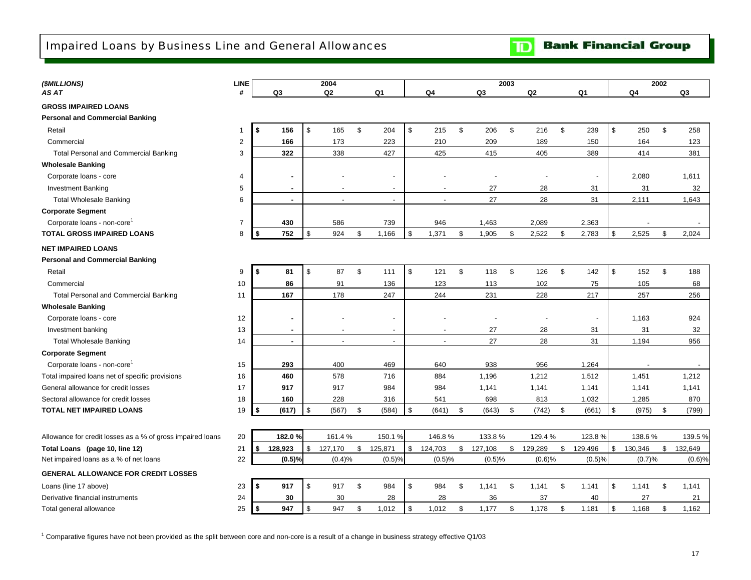# Impaired Loans by Business Line and General Allowances

**TD Bank Financial Group**

| *($MILLIONS)* | LINE | 2004 | | | 2003 | | | | 2002 | |
|---|---|---|---|---|---|---|---|---|---|---|
| *AS AT* | # | Q3 | Q2 | Q1 | Q4 | Q3 | Q2 | Q1 | Q4 | Q3 |
| **GROSS IMPAIRED LOANS** | | | | | | | | | | |
| **Personal and Commercial Banking** | | | | | | | | | | |
| Retail | 1 | **$ 156** | $ 165 | $ 204 | $ 215 | $ 206 | $ 216 | $ 239 | $ 250 | $ 258 |
| Commercial | 2 | **166** | 173 | 223 | 210 | 209 | 189 | 150 | 164 | 123 |
| Total Personal and Commercial Banking | 3 | **322** | 338 | 427 | 425 | 415 | 405 | 389 | 414 | 381 |
| **Wholesale Banking** | | | | | | | | | | |
| Corporate loans - core | 4 | **-** | - | - | - | - | - | - | 2,080 | 1,611 |
| Investment Banking | 5 | **-** | - | - | - | 27 | 28 | 31 | 31 | 32 |
| Total Wholesale Banking | 6 | **-** | - | - | - | 27 | 28 | 31 | 2,111 | 1,643 |
| **Corporate Segment** | | | | | | | | | | |
| Corporate loans - non-core[1] | 7 | **430** | 586 | 739 | 946 | 1,463 | 2,089 | 2,363 | - | - |
| **TOTAL GROSS IMPAIRED LOANS** | 8 | **$ 752** | $ 924 | $ 1,166 | $ 1,371 | $ 1,905 | $ 2,522 | $ 2,783 | $ 2,525 | $ 2,024 |
| **NET IMPAIRED LOANS** | | | | | | | | | | |
| **Personal and Commercial Banking** | | | | | | | | | | |
| Retail | 9 | **$ 81** | $ 87 | $ 111 | $ 121 | $ 118 | $ 126 | $ 142 | $ 152 | $ 188 |
| Commercial | 10 | **86** | 91 | 136 | 123 | 113 | 102 | 75 | 105 | 68 |
| Total Personal and Commercial Banking | 11 | **167** | 178 | 247 | 244 | 231 | 228 | 217 | 257 | 256 |
| **Wholesale Banking** | | | | | | | | | | |
| Corporate loans - core | 12 | **-** | - | - | - | - | - | - | 1,163 | 924 |
| Investment banking | 13 | **-** | - | - | - | 27 | 28 | 31 | 31 | 32 |
| Total Wholesale Banking | 14 | **-** | - | - | - | 27 | 28 | 31 | 1,194 | 956 |
| **Corporate Segment** | | | | | | | | | | |
| Corporate loans - non-core[1] | 15 | **293** | 400 | 469 | 640 | 938 | 956 | 1,264 | - | - |
| Total impaired loans net of specific provisions | 16 | **460** | 578 | 716 | 884 | 1,196 | 1,212 | 1,512 | 1,451 | 1,212 |
| General allowance for credit losses | 17 | **917** | 917 | 984 | 984 | 1,141 | 1,141 | 1,141 | 1,141 | 1,141 |
| Sectoral allowance for credit losses | 18 | **160** | 228 | 316 | 541 | 698 | 813 | 1,032 | 1,285 | 870 |
| **TOTAL NET IMPAIRED LOANS** | 19 | **$ (617)** | $ (567) | $ (584) | $ (641) | $ (643) | $ (742) | $ (661) | $ (975) | $ (799) |
| Allowance for credit losses as a % of gross impaired loans | 20 | **182.0 %** | 161.4 % | 150.1 % | 146.8 % | 133.8 % | 129.4 % | 123.8 % | 138.6 % | 139.5 % |
| **Total Loans (page 10, line 12)** | 21 | **$ 128,923** | $ 127,170 | $ 125,871 | $ 124,703 | $ 127,108 | $ 129,289 | $ 129,496 | $ 130,346 | $ 132,649 |
| Net impaired loans as a % of net loans | 22 | **(0.5)%** | (0.4)% | (0.5)% | (0.5)% | (0.5)% | (0.6)% | (0.5)% | (0.7)% | (0.6)% |
| **GENERAL ALLOWANCE FOR CREDIT LOSSES** | | | | | | | | | | |
| Loans (line 17 above) | 23 | **$ 917** | $ 917 | $ 984 | $ 984 | $ 1,141 | $ 1,141 | $ 1,141 | $ 1,141 | $ 1,141 |
| Derivative financial instruments | 24 | **30** | 30 | 28 | 28 | 36 | 37 | 40 | 27 | 21 |
| Total general allowance | 25 | **$ 947** | $ 947 | $ 1,012 | $ 1,012 | $ 1,177 | $ 1,178 | $ 1,181 | $ 1,168 | $ 1,162 |

[1] Comparative figures have not been provided as the split between core and non-core is a result of a change in business strategy effective Q1/03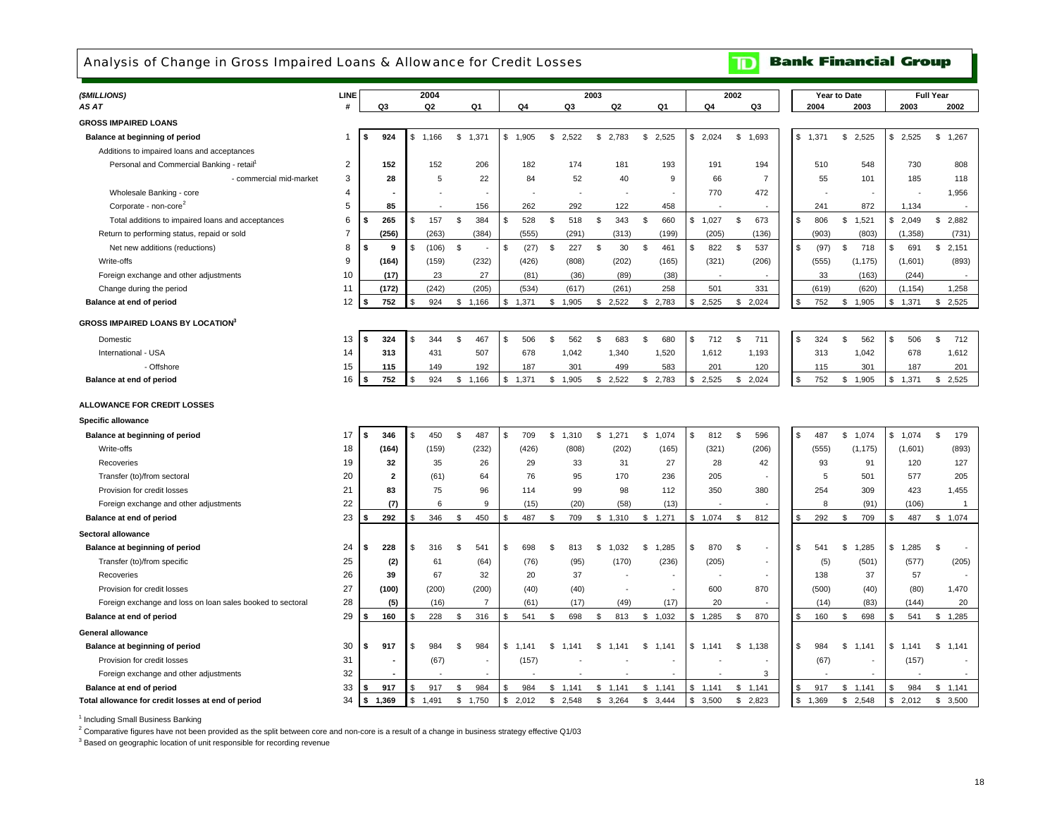# Analysis of Change in Gross Impaired Loans & Allowance for Credit Losses

**TD Bank Financial Group**

| *($MILLIONS)* *AS AT* | LINE # | 2004 Q3 | 2004 Q2 | 2004 Q1 | 2003 Q4 | 2003 Q3 | 2003 Q2 | 2003 Q1 | 2002 Q4 | 2002 Q3 | Year to Date 2004 | Year to Date 2003 | Full Year 2003 | Full Year 2002 |
|---|---|---|---|---|---|---|---|---|---|---|---|---|---|---|
| **GROSS IMPAIRED LOANS** | | | | | | | | | | | | | | |
| **Balance at beginning of period** | 1 | **$ 924** | $ 1,166 | $ 1,371 | $ 1,905 | $ 2,522 | $ 2,783 | $ 2,525 | $ 2,024 | $ 1,693 | $ 1,371 | $ 2,525 | $ 2,525 | $ 1,267 |
| Additions to impaired loans and acceptances | | | | | | | | | | | | | | |
| Personal and Commercial Banking - retail[1] | 2 | **152** | 152 | 206 | 182 | 174 | 181 | 193 | 191 | 194 | 510 | 548 | 730 | 808 |
| - commercial mid-market | 3 | **28** | 5 | 22 | 84 | 52 | 40 | 9 | 66 | 7 | 55 | 101 | 185 | 118 |
| Wholesale Banking - core | 4 | **-** | - | - | - | - | - | - | 770 | 472 | - | - | - | 1,956 |
| Corporate - non-core[2] | 5 | **85** | - | 156 | 262 | 292 | 122 | 458 | - | - | 241 | 872 | 1,134 | - |
| Total additions to impaired loans and acceptances | 6 | **$ 265** | $ 157 | $ 384 | $ 528 | $ 518 | $ 343 | $ 660 | $ 1,027 | $ 673 | $ 806 | $ 1,521 | $ 2,049 | $ 2,882 |
| Return to performing status, repaid or sold | 7 | **(256)** | (263) | (384) | (555) | (291) | (313) | (199) | (205) | (136) | (903) | (803) | (1,358) | (731) |
| Net new additions (reductions) | 8 | **$ 9** | $ (106) | $ - | $ (27) | $ 227 | $ 30 | $ 461 | $ 822 | $ 537 | $ (97) | $ 718 | $ 691 | $ 2,151 |
| Write-offs | 9 | **(164)** | (159) | (232) | (426) | (808) | (202) | (165) | (321) | (206) | (555) | (1,175) | (1,601) | (893) |
| Foreign exchange and other adjustments | 10 | **(17)** | 23 | 27 | (81) | (36) | (89) | (38) | - | - | 33 | (163) | (244) | - |
| Change during the period | 11 | **(172)** | (242) | (205) | (534) | (617) | (261) | 258 | 501 | 331 | (619) | (620) | (1,154) | 1,258 |
| **Balance at end of period** | 12 | **$ 752** | $ 924 | $ 1,166 | $ 1,371 | $ 1,905 | $ 2,522 | $ 2,783 | $ 2,525 | $ 2,024 | $ 752 | $ 1,905 | $ 1,371 | $ 2,525 |
| **GROSS IMPAIRED LOANS BY LOCATION[3]** | | | | | | | | | | | | | | |
| Domestic | 13 | **$ 324** | $ 344 | $ 467 | $ 506 | $ 562 | $ 683 | $ 680 | $ 712 | $ 711 | $ 324 | $ 562 | $ 506 | $ 712 |
| International - USA | 14 | **313** | 431 | 507 | 678 | 1,042 | 1,340 | 1,520 | 1,612 | 1,193 | 313 | 1,042 | 678 | 1,612 |
| - Offshore | 15 | **115** | 149 | 192 | 187 | 301 | 499 | 583 | 201 | 120 | 115 | 301 | 187 | 201 |
| **Balance at end of period** | 16 | **$ 752** | $ 924 | $ 1,166 | $ 1,371 | $ 1,905 | $ 2,522 | $ 2,783 | $ 2,525 | $ 2,024 | $ 752 | $ 1,905 | $ 1,371 | $ 2,525 |
| **ALLOWANCE FOR CREDIT LOSSES** | | | | | | | | | | | | | | |
| **Specific allowance** | | | | | | | | | | | | | | |
| **Balance at beginning of period** | 17 | **$ 346** | $ 450 | $ 487 | $ 709 | $ 1,310 | $ 1,271 | $ 1,074 | $ 812 | $ 596 | $ 487 | $ 1,074 | $ 1,074 | $ 179 |
| Write-offs | 18 | **(164)** | (159) | (232) | (426) | (808) | (202) | (165) | (321) | (206) | (555) | (1,175) | (1,601) | (893) |
| Recoveries | 19 | **32** | 35 | 26 | 29 | 33 | 31 | 27 | 28 | 42 | 93 | 91 | 120 | 127 |
| Transfer (to)/from sectoral | 20 | **2** | (61) | 64 | 76 | 95 | 170 | 236 | 205 | - | 5 | 501 | 577 | 205 |
| Provision for credit losses | 21 | **83** | 75 | 96 | 114 | 99 | 98 | 112 | 350 | 380 | 254 | 309 | 423 | 1,455 |
| Foreign exchange and other adjustments | 22 | **(7)** | 6 | 9 | (15) | (20) | (58) | (13) | - | - | 8 | (91) | (106) | 1 |
| **Balance at end of period** | 23 | **$ 292** | $ 346 | $ 450 | $ 487 | $ 709 | $ 1,310 | $ 1,271 | $ 1,074 | $ 812 | $ 292 | $ 709 | $ 487 | $ 1,074 |
| **Sectoral allowance** | | | | | | | | | | | | | | |
| **Balance at beginning of period** | 24 | **$ 228** | $ 316 | $ 541 | $ 698 | $ 813 | $ 1,032 | $ 1,285 | $ 870 | $ - | $ 541 | $ 1,285 | $ 1,285 | $ - |
| Transfer (to)/from specific | 25 | **(2)** | 61 | (64) | (76) | (95) | (170) | (236) | (205) | - | (5) | (501) | (577) | (205) |
| Recoveries | 26 | **39** | 67 | 32 | 20 | 37 | - | - | - | - | 138 | 37 | 57 | - |
| Provision for credit losses | 27 | **(100)** | (200) | (200) | (40) | (40) | - | - | 600 | 870 | (500) | (40) | (80) | 1,470 |
| Foreign exchange and loss on loan sales booked to sectoral | 28 | **(5)** | (16) | 7 | (61) | (17) | (49) | (17) | 20 | - | (14) | (83) | (144) | 20 |
| **Balance at end of period** | 29 | **$ 160** | $ 228 | $ 316 | $ 541 | $ 698 | $ 813 | $ 1,032 | $ 1,285 | $ 870 | $ 160 | $ 698 | $ 541 | $ 1,285 |
| **General allowance** | | | | | | | | | | | | | | |
| **Balance at beginning of period** | 30 | **$ 917** | $ 984 | $ 984 | $ 1,141 | $ 1,141 | $ 1,141 | $ 1,141 | $ 1,141 | $ 1,138 | $ 984 | $ 1,141 | $ 1,141 | $ 1,141 |
| Provision for credit losses | 31 | **-** | (67) | - | (157) | - | - | - | - | - | (67) | - | (157) | - |
| Foreign exchange and other adjustments | 32 | **-** | - | - | - | - | - | - | - | 3 | - | - | - | - |
| **Balance at end of period** | 33 | **$ 917** | $ 917 | $ 984 | $ 984 | $ 1,141 | $ 1,141 | $ 1,141 | $ 1,141 | $ 1,141 | $ 917 | $ 1,141 | $ 984 | $ 1,141 |
| **Total allowance for credit losses at end of period** | 34 | **$ 1,369** | $ 1,491 | $ 1,750 | $ 2,012 | $ 2,548 | $ 3,264 | $ 3,444 | $ 3,500 | $ 2,823 | $ 1,369 | $ 2,548 | $ 2,012 | $ 3,500 |

[1] Including Small Business Banking

[2] Comparative figures have not been provided as the split between core and non-core is a result of a change in business strategy effective Q1/03

[3] Based on geographic location of unit responsible for recording revenue